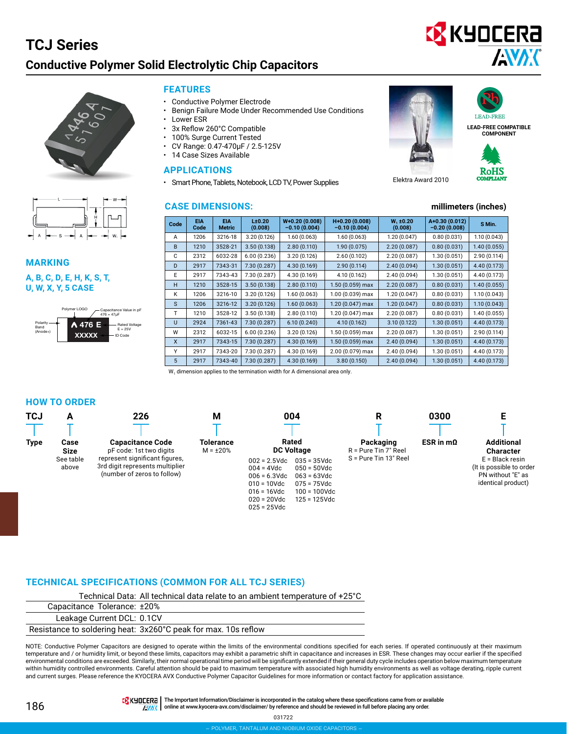# TCJ Series

## Conductive Polymer Solid Electrolytic Chip Capacitors

### FEATURES

- Conductive Polymer Electrode
- Benign Failure Mode Under Recommended Use Conditions
- Lower ESR
- 3x Reflow 260°C Compatible
- 100% Surge Current Tested
- CV Range: 0.47-470μF / 2.5-125V
- 14 Case Sizes Available

### APPLICATIONS

- Smart Phone, Tablets, Notebook, LCD TV, Power Supplies

Elektra Award 2010

LEAD-FREE

LEAD-FREE COMPATIBLE COMPONENT

RoHS COMPLIANT

### MARKING

**A, B, C, D, E, H, K, S, T, U, W, X, Y, 5 CASE**

Polymer LOGO — Capacitance Value in pF 476 = 47μF — Polarity Band (Anode+) — 476 E — Rated Voltage E = 25V — XXXXX — ID Code

### CASE DIMENSIONS:

millimeters (inches)

| Code | EIA Code | EIA Metric | L±0.20 (0.008) | W+0.20 (0.008) −0.10 (0.004) | H+0.20 (0.008) −0.10 (0.004) | $W_1$ ±0.20 (0.008) | A+0.30 (0.012) −0.20 (0.008) | S Min. |
|---|---|---|---|---|---|---|---|---|
| A | 1206 | 3216-18 | 3.20 (0.126) | 1.60 (0.063) | 1.60 (0.063) | 1.20 (0.047) | 0.80 (0.031) | 1.10 (0.043) |
| B | 1210 | 3528-21 | 3.50 (0.138) | 2.80 (0.110) | 1.90 (0.075) | 2.20 (0.087) | 0.80 (0.031) | 1.40 (0.055) |
| C | 2312 | 6032-28 | 6.00 (0.236) | 3.20 (0.126) | 2.60 (0.102) | 2.20 (0.087) | 1.30 (0.051) | 2.90 (0.114) |
| D | 2917 | 7343-31 | 7.30 (0.287) | 4.30 (0.169) | 2.90 (0.114) | 2.40 (0.094) | 1.30 (0.051) | 4.40 (0.173) |
| E | 2917 | 7343-43 | 7.30 (0.287) | 4.30 (0.169) | 4.10 (0.162) | 2.40 (0.094) | 1.30 (0.051) | 4.40 (0.173) |
| H | 1210 | 3528-15 | 3.50 (0.138) | 2.80 (0.110) | 1.50 (0.059) max | 2.20 (0.087) | 0.80 (0.031) | 1.40 (0.055) |
| K | 1206 | 3216-10 | 3.20 (0.126) | 1.60 (0.063) | 1.00 (0.039) max | 1.20 (0.047) | 0.80 (0.031) | 1.10 (0.043) |
| S | 1206 | 3216-12 | 3.20 (0.126) | 1.60 (0.063) | 1.20 (0.047) max | 1.20 (0.047) | 0.80 (0.031) | 1.10 (0.043) |
| T | 1210 | 3528-12 | 3.50 (0.138) | 2.80 (0.110) | 1.20 (0.047) max | 2.20 (0.087) | 0.80 (0.031) | 1.40 (0.055) |
| U | 2924 | 7361-43 | 7.30 (0.287) | 6.10 (0.240) | 4.10 (0.162) | 3.10 (0.122) | 1.30 (0.051) | 4.40 (0.173) |
| W | 2312 | 6032-15 | 6.00 (0.236) | 3.20 (0.126) | 1.50 (0.059) max | 2.20 (0.087) | 1.30 (0.051) | 2.90 (0.114) |
| X | 2917 | 7343-15 | 7.30 (0.287) | 4.30 (0.169) | 1.50 (0.059) max | 2.40 (0.094) | 1.30 (0.051) | 4.40 (0.173) |
| Y | 2917 | 7343-20 | 7.30 (0.287) | 4.30 (0.169) | 2.00 (0.079) max | 2.40 (0.094) | 1.30 (0.051) | 4.40 (0.173) |
| 5 | 2917 | 7343-40 | 7.30 (0.287) | 4.30 (0.169) | 3.80 (0.150) | 2.40 (0.094) | 1.30 (0.051) | 4.40 (0.173) |

$W_1$ dimension applies to the termination width for A dimensional area only.

### HOW TO ORDER

| TCJ | A | 226 | M | 004 | R | 0300 | E |
|---|---|---|---|---|---|---|---|
| **Type** | **Case Size** See table above | **Capacitance Code** pF code: 1st two digits represent significant figures, 3rd digit represents multiplier (number of zeros to follow) | **Tolerance** M = ±20% | **Rated DC Voltage** 002 = 2.5Vdc, 004 = 4Vdc, 006 = 6.3Vdc, 010 = 10Vdc, 016 = 16Vdc, 020 = 20Vdc, 025 = 25Vdc, 035 = 35Vdc, 050 = 50Vdc, 063 = 63Vdc, 075 = 75Vdc, 100 = 100Vdc, 125 = 125Vdc | **Packaging** R = Pure Tin 7" Reel, S = Pure Tin 13" Reel | **ESR in mΩ** | **Additional Character** E = Black resin (It is possible to order PN without "E" as identical product) |

### TECHNICAL SPECIFICATIONS (COMMON FOR ALL TCJ SERIES)

| | |
|---|---|
| Technical Data: | All technical data relate to an ambient temperature of +25°C |
| Capacitance Tolerance: | ±20% |
| Leakage Current DCL: | 0.1CV |
| Resistance to soldering heat: | 3x260°C peak for max. 10s reflow |

NOTE: Conductive Polymer Capacitors are designed to operate within the limits of the environmental conditions specified for each series. If operated continuously at their maximum temperature and / or humidity limit, or beyond these limits, capacitors may exhibit a parametric shift in capacitance and increases in ESR. These changes may occur earlier if the specified environmental conditions are exceeded. Similarly, their normal operational time period will be significantly extended if their general duty cycle includes operation below maximum temperature within humidity controlled environments. Careful attention should be paid to maximum temperature with associated high humidity environments as well as voltage derating, ripple current and current surges. Please reference the KYOCERA AVX Conductive Polymer Capacitor Guidelines for more information or contact factory for application assistance.

The Important Information/Disclaimer is incorporated in the catalog where these specifications came from or available online at www.kyocera-avx.com/disclaimer/ by reference and should be reviewed in full before placing any order.

031722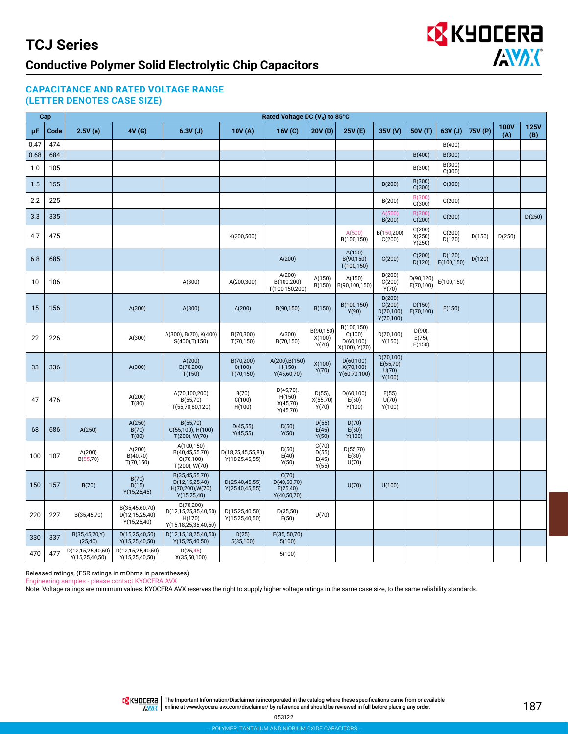# TCJ Series

## Conductive Polymer Solid Electrolytic Chip Capacitors

### CAPACITANCE AND RATED VOLTAGE RANGE (LETTER DENOTES CASE SIZE)

| Cap | | Rated Voltage DC ($V_R$) to 85°C | | | | | | | | | | | | |
|---|---|---|---|---|---|---|---|---|---|---|---|---|---|---|
| µF | Code | 2.5V (e) | 4V (G) | 6.3V (J) | 10V (A) | 16V (C) | 20V (D) | 25V (E) | 35V (V) | 50V (T) | 63V (J) | 75V (P) | 100V (A) | 125V (B) |
| 0.47 | 474 | | | | | | | | | | B(400) | | | |
| 0.68 | 684 | | | | | | | | | B(400) | B(300) | | | |
| 1.0 | 105 | | | | | | | | | B(300) | B(300) C(300) | | | |
| 1.5 | 155 | | | | | | | | B(200) | B(300) C(300) | C(300) | | | |
| 2.2 | 225 | | | | | | | | B(200) | B(300) C(300) | C(200) | | | |
| 3.3 | 335 | | | | | | | | A(500) B(200) | B(300) C(200) | C(200) | | | D(250) |
| 4.7 | 475 | | | | K(300,500) | | | A(500) B(100,150) | B(150,200) C(200) | C(200) X(250) Y(250) | C(200) D(120) | D(150) | D(250) | |
| 6.8 | 685 | | | | | A(200) | | A(150) B(90,150) T(100,150) | C(200) | C(200) D(120) | D(120) E(100,150) | D(120) | | |
| 10 | 106 | | | A(300) | A(200,300) | A(200) B(100,200) T(100,150,200) | A(150) B(150) | A(150) B(90,100,150) | B(200) C(200) Y(70) | D(90,120) E(70,100) | E(100,150) | | | |
| 15 | 156 | | A(300) | A(300) | A(200) | B(90,150) | B(150) | B(100,150) Y(90) | B(200) C(200) D(70,100) Y(70,100) | D(150) E(70,100) | E(150) | | | |
| 22 | 226 | | A(300) | A(300), B(70), K(400) S(400),T(150) | B(70,300) T(70,150) | A(300) B(70,150) | B(90,150) X(100) Y(70) | B(100,150) C(100) D(60,100) X(100), Y(70) | D(70,100) Y(150) | D(90), E(75), E(150) | | | | |
| 33 | 336 | | A(300) | A(200) B(70,200) T(150) | B(70,200) C(100) T(70,150) | A(200),B(150) H(150) Y(45,60,70) | X(100) Y(70) | D(60,100) X(70,100) Y(60,70,100) | D(70,100) E(55,70) U(70) Y(100) | | | | | |
| 47 | 476 | | A(200) T(80) | A(70,100,200) B(55,70) T(55,70,80,120) | B(70) C(100) H(100) | D(45,70), H(150) X(45,70) Y(45,70) | D(55), X(55,70) Y(70) | D(60,100) E(50) Y(100) | E(55) U(70) Y(100) | | | | | |
| 68 | 686 | A(250) | A(250) B(70) T(80) | B(55,70) C(55,100), H(100) T(200), W(70) | D(45,55) Y(45,55) | D(50) Y(50) | D(55) E(45) Y(50) | D(70) E(50) Y(100) | | | | | | |
| 100 | 107 | A(200) B(55,70) | A(200) B(40,70) T(70,150) | A(100,150) B(40,45,55,70) C(70,100) T(200), W(70) | D(18,25,45,55,80) Y(18,25,45,55) | D(50) E(40) Y(50) | C(70) D(55) E(45) Y(55) | D(55,70) E(80) U(70) | | | | | | |
| 150 | 157 | B(70) | B(70) D(15) Y(15,25,45) | B(35,45,55,70) D(12,15,25,40) H(70,200),W(70) Y(15,25,40) | D(25,40,45,55) Y(25,40,45,55) | C(70) D(40,50,70) E(25,40) Y(40,50,70) | | U(70) | U(100) | | | | | |
| 220 | 227 | B(35,45,70) | B(35,45,60,70) D(12,15,25,40) Y(15,25,40) | B(70,200) D(12,15,25,35,40,50) H(170) Y(15,18,25,35,40,50) | D(15,25,40,50) Y(15,25,40,50) | D(35,50) E(50) | U(70) | | | | | | | |
| 330 | 337 | B(35,45,70,Y) (25,40) | D(15,25,40,50) Y(15,25,40,50) | D(12,15,18,25,40,50) Y(15,25,40,50) | D(25) 5(35,100) | E(35, 50,70) 5(100) | | | | | | | | |
| 470 | 477 | D(12,15,25,40,50) Y(15,25,40,50) | D(12,15,25,40,50) Y(15,25,40,50) | D(25,45) X(35,50,100) | | 5(100) | | | | | | | | |

Released ratings, (ESR ratings in mOhms in parentheses)

Engineering samples - please contact KYOCERA AVX

Note: Voltage ratings are minimum values. KYOCERA AVX reserves the right to supply higher voltage ratings in the same case size, to the same reliability standards.

The Important Information/Disclaimer is incorporated in the catalog where these specifications came from or available online at www.kyocera-avx.com/disclaimer/ by reference and should be reviewed in full before placing any order.

053122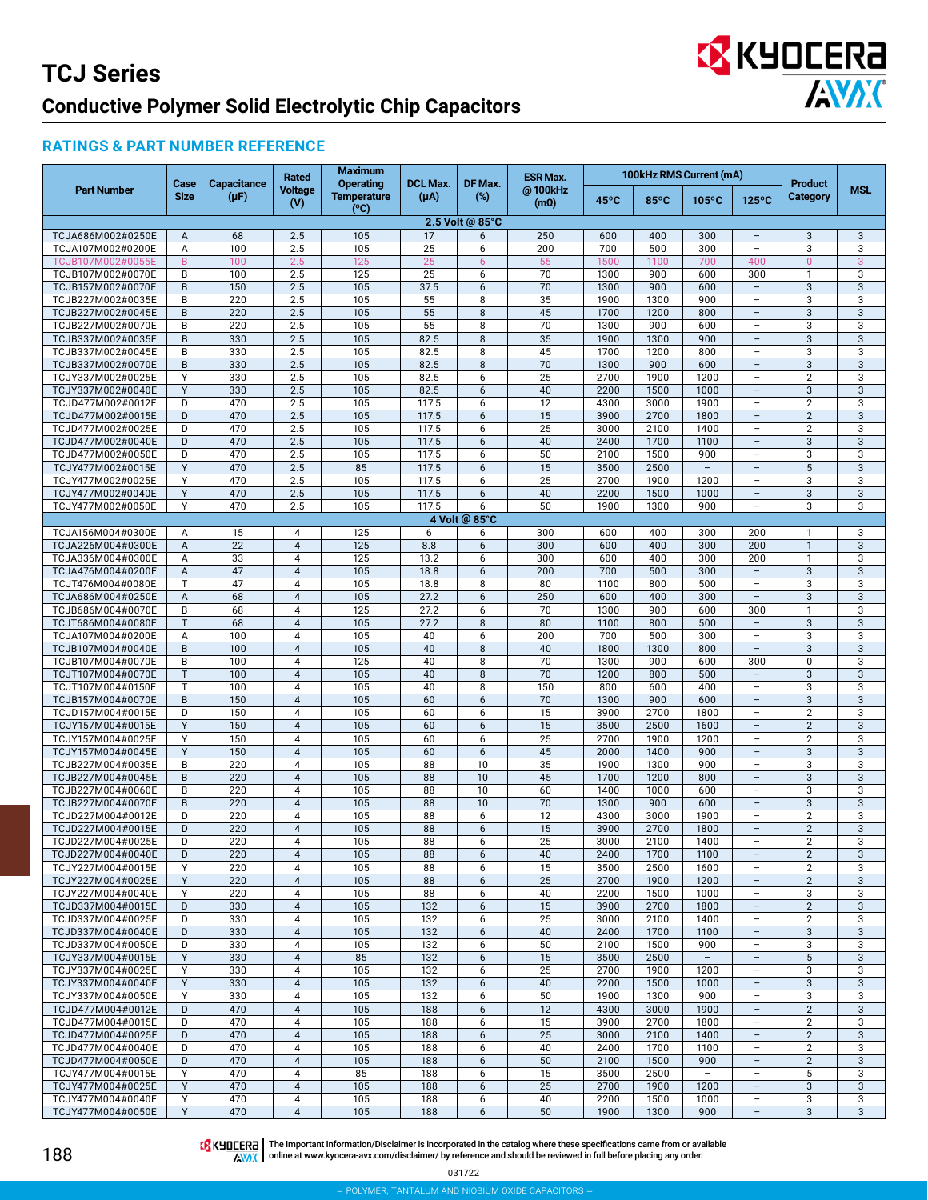# TCJ Series

## Conductive Polymer Solid Electrolytic Chip Capacitors

### RATINGS & PART NUMBER REFERENCE

| Part Number | Case Size | Capacitance (µF) | Rated Voltage (V) | Maximum Operating Temperature (ºC) | DCL Max. (µA) | DF Max. (%) | ESR Max. @ 100kHz (mΩ) | 100kHz RMS Current (mA) | | | | Product Category | MSL |
|---|---|---|---|---|---|---|---|---|---|---|---|---|---|
| | | | | | | | | 45°C | 85°C | 105°C | 125°C | | |
| **2.5 Volt @ 85°C** | | | | | | | | | | | | | |
| TCJA686M002#0250E | A | 68 | 2.5 | 105 | 17 | 6 | 250 | 600 | 400 | 300 | – | 3 | 3 |
| TCJA107M002#0200E | A | 100 | 2.5 | 105 | 25 | 6 | 200 | 700 | 500 | 300 | – | 3 | 3 |
| TCJB107M002#0055E | B | 100 | 2.5 | 125 | 25 | 6 | 55 | 1500 | 1100 | 700 | 400 | 0 | 3 |
| TCJB107M002#0070E | B | 100 | 2.5 | 125 | 25 | 6 | 70 | 1300 | 900 | 600 | 300 | 1 | 3 |
| TCJB157M002#0070E | B | 150 | 2.5 | 105 | 37.5 | 6 | 70 | 1300 | 900 | 600 | – | 3 | 3 |
| TCJB227M002#0035E | B | 220 | 2.5 | 105 | 55 | 8 | 35 | 1900 | 1300 | 900 | – | 3 | 3 |
| TCJB227M002#0045E | B | 220 | 2.5 | 105 | 55 | 8 | 45 | 1700 | 1200 | 800 | – | 3 | 3 |
| TCJB227M002#0070E | B | 220 | 2.5 | 105 | 55 | 8 | 70 | 1300 | 900 | 600 | – | 3 | 3 |
| TCJB337M002#0035E | B | 330 | 2.5 | 105 | 82.5 | 8 | 35 | 1900 | 1300 | 900 | – | 3 | 3 |
| TCJB337M002#0045E | B | 330 | 2.5 | 105 | 82.5 | 8 | 45 | 1700 | 1200 | 800 | – | 3 | 3 |
| TCJB337M002#0070E | B | 330 | 2.5 | 105 | 82.5 | 8 | 70 | 1300 | 900 | 600 | – | 3 | 3 |
| TCJY337M002#0025E | Y | 330 | 2.5 | 105 | 82.5 | 6 | 25 | 2700 | 1900 | 1200 | – | 2 | 3 |
| TCJY337M002#0040E | Y | 330 | 2.5 | 105 | 82.5 | 6 | 40 | 2200 | 1500 | 1000 | – | 3 | 3 |
| TCJD477M002#0012E | D | 470 | 2.5 | 105 | 117.5 | 6 | 12 | 4300 | 3000 | 1900 | – | 2 | 3 |
| TCJD477M002#0015E | D | 470 | 2.5 | 105 | 117.5 | 6 | 15 | 3900 | 2700 | 1800 | – | 2 | 3 |
| TCJD477M002#0025E | D | 470 | 2.5 | 105 | 117.5 | 6 | 25 | 3000 | 2100 | 1400 | – | 2 | 3 |
| TCJD477M002#0040E | D | 470 | 2.5 | 105 | 117.5 | 6 | 40 | 2400 | 1700 | 1100 | – | 3 | 3 |
| TCJD477M002#0050E | D | 470 | 2.5 | 105 | 117.5 | 6 | 50 | 2100 | 1500 | 900 | – | 3 | 3 |
| TCJY477M002#0015E | Y | 470 | 2.5 | 85 | 117.5 | 6 | 15 | 3500 | 2500 | – | – | 5 | 3 |
| TCJY477M002#0025E | Y | 470 | 2.5 | 105 | 117.5 | 6 | 25 | 2700 | 1900 | 1200 | – | 3 | 3 |
| TCJY477M002#0040E | Y | 470 | 2.5 | 105 | 117.5 | 6 | 40 | 2200 | 1500 | 1000 | – | 3 | 3 |
| TCJY477M002#0050E | Y | 470 | 2.5 | 105 | 117.5 | 6 | 50 | 1900 | 1300 | 900 | – | 3 | 3 |
| **4 Volt @ 85°C** | | | | | | | | | | | | | |
| TCJA156M004#0300E | A | 15 | 4 | 125 | 6 | 6 | 300 | 600 | 400 | 300 | 200 | 1 | 3 |
| TCJA226M004#0300E | A | 22 | 4 | 125 | 8.8 | 6 | 300 | 600 | 400 | 300 | 200 | 1 | 3 |
| TCJA336M004#0300E | A | 33 | 4 | 125 | 13.2 | 6 | 300 | 600 | 400 | 300 | 200 | 1 | 3 |
| TCJA476M004#0200E | A | 47 | 4 | 105 | 18.8 | 6 | 200 | 700 | 500 | 300 | – | 3 | 3 |
| TCJT476M004#0080E | T | 47 | 4 | 105 | 18.8 | 8 | 80 | 1100 | 800 | 500 | – | 3 | 3 |
| TCJA686M004#0250E | A | 68 | 4 | 105 | 27.2 | 6 | 250 | 600 | 400 | 300 | – | 3 | 3 |
| TCJB686M004#0070E | B | 68 | 4 | 125 | 27.2 | 6 | 70 | 1300 | 900 | 600 | 300 | 1 | 3 |
| TCJT686M004#0080E | T | 68 | 4 | 105 | 27.2 | 8 | 80 | 1100 | 800 | 500 | – | 3 | 3 |
| TCJA107M004#0200E | A | 100 | 4 | 105 | 40 | 6 | 200 | 700 | 500 | 300 | – | 3 | 3 |
| TCJB107M004#0040E | B | 100 | 4 | 105 | 40 | 8 | 40 | 1800 | 1300 | 800 | – | 3 | 3 |
| TCJB107M004#0070E | B | 100 | 4 | 125 | 40 | 8 | 70 | 1300 | 900 | 600 | 300 | 0 | 3 |
| TCJT107M004#0070E | T | 100 | 4 | 105 | 40 | 8 | 70 | 1200 | 800 | 500 | – | 3 | 3 |
| TCJT107M004#0150E | T | 100 | 4 | 105 | 40 | 8 | 150 | 800 | 600 | 400 | – | 3 | 3 |
| TCJB157M004#0070E | B | 150 | 4 | 105 | 60 | 6 | 70 | 1300 | 900 | 600 | – | 3 | 3 |
| TCJD157M004#0015E | D | 150 | 4 | 105 | 60 | 6 | 15 | 3900 | 2700 | 1800 | – | 2 | 3 |
| TCJY157M004#0015E | Y | 150 | 4 | 105 | 60 | 6 | 15 | 3500 | 2500 | 1600 | – | 2 | 3 |
| TCJY157M004#0025E | Y | 150 | 4 | 105 | 60 | 6 | 25 | 2700 | 1900 | 1200 | – | 2 | 3 |
| TCJY157M004#0045E | Y | 150 | 4 | 105 | 60 | 6 | 45 | 2000 | 1400 | 900 | – | 3 | 3 |
| TCJB227M004#0035E | B | 220 | 4 | 105 | 88 | 10 | 35 | 1900 | 1300 | 900 | – | 3 | 3 |
| TCJB227M004#0045E | B | 220 | 4 | 105 | 88 | 10 | 45 | 1700 | 1200 | 800 | – | 3 | 3 |
| TCJB227M004#0060E | B | 220 | 4 | 105 | 88 | 10 | 60 | 1400 | 1000 | 600 | – | 3 | 3 |
| TCJB227M004#0070E | B | 220 | 4 | 105 | 88 | 10 | 70 | 1300 | 900 | 600 | – | 3 | 3 |
| TCJD227M004#0012E | D | 220 | 4 | 105 | 88 | 6 | 12 | 4300 | 3000 | 1900 | – | 2 | 3 |
| TCJD227M004#0015E | D | 220 | 4 | 105 | 88 | 6 | 15 | 3900 | 2700 | 1800 | – | 2 | 3 |
| TCJD227M004#0025E | D | 220 | 4 | 105 | 88 | 6 | 25 | 3000 | 2100 | 1400 | – | 2 | 3 |
| TCJD227M004#0040E | D | 220 | 4 | 105 | 88 | 6 | 40 | 2400 | 1700 | 1100 | – | 2 | 3 |
| TCJY227M004#0015E | Y | 220 | 4 | 105 | 88 | 6 | 15 | 3500 | 2500 | 1600 | – | 2 | 3 |
| TCJY227M004#0025E | Y | 220 | 4 | 105 | 88 | 6 | 25 | 2700 | 1900 | 1200 | – | 2 | 3 |
| TCJY227M004#0040E | Y | 220 | 4 | 105 | 88 | 6 | 40 | 2200 | 1500 | 1000 | – | 3 | 3 |
| TCJD337M004#0015E | D | 330 | 4 | 105 | 132 | 6 | 15 | 3900 | 2700 | 1800 | – | 2 | 3 |
| TCJD337M004#0025E | D | 330 | 4 | 105 | 132 | 6 | 25 | 3000 | 2100 | 1400 | – | 2 | 3 |
| TCJD337M004#0040E | D | 330 | 4 | 105 | 132 | 6 | 40 | 2400 | 1700 | 1100 | – | 3 | 3 |
| TCJD337M004#0050E | D | 330 | 4 | 105 | 132 | 6 | 50 | 2100 | 1500 | 900 | – | 3 | 3 |
| TCJY337M004#0015E | Y | 330 | 4 | 85 | 132 | 6 | 15 | 3500 | 2500 | – | – | 5 | 3 |
| TCJY337M004#0025E | Y | 330 | 4 | 105 | 132 | 6 | 25 | 2700 | 1900 | 1200 | – | 3 | 3 |
| TCJY337M004#0040E | Y | 330 | 4 | 105 | 132 | 6 | 40 | 2200 | 1500 | 1000 | – | 3 | 3 |
| TCJY337M004#0050E | Y | 330 | 4 | 105 | 132 | 6 | 50 | 1900 | 1300 | 900 | – | 3 | 3 |
| TCJD477M004#0012E | D | 470 | 4 | 105 | 188 | 6 | 12 | 4300 | 3000 | 1900 | – | 2 | 3 |
| TCJD477M004#0015E | D | 470 | 4 | 105 | 188 | 6 | 15 | 3900 | 2700 | 1800 | – | 2 | 3 |
| TCJD477M004#0025E | D | 470 | 4 | 105 | 188 | 6 | 25 | 3000 | 2100 | 1400 | – | 2 | 3 |
| TCJD477M004#0040E | D | 470 | 4 | 105 | 188 | 6 | 40 | 2400 | 1700 | 1100 | – | 2 | 3 |
| TCJD477M004#0050E | D | 470 | 4 | 105 | 188 | 6 | 50 | 2100 | 1500 | 900 | – | 2 | 3 |
| TCJY477M004#0015E | Y | 470 | 4 | 85 | 188 | 6 | 15 | 3500 | 2500 | – | – | 5 | 3 |
| TCJY477M004#0025E | Y | 470 | 4 | 105 | 188 | 6 | 25 | 2700 | 1900 | 1200 | – | 3 | 3 |
| TCJY477M004#0040E | Y | 470 | 4 | 105 | 188 | 6 | 40 | 2200 | 1500 | 1000 | – | 3 | 3 |
| TCJY477M004#0050E | Y | 470 | 4 | 105 | 188 | 6 | 50 | 1900 | 1300 | 900 | – | 3 | 3 |

The Important Information/Disclaimer is incorporated in the catalog where these specifications came from or available online at www.kyocera-avx.com/disclaimer/ by reference and should be reviewed in full before placing any order.

031722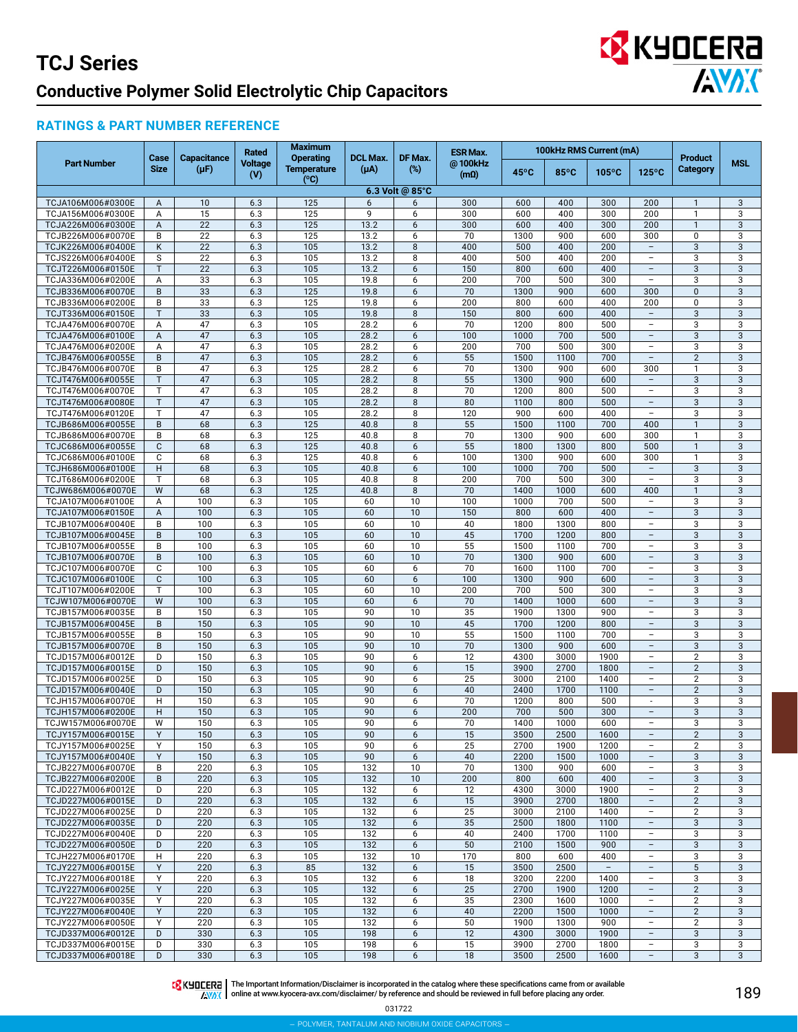# TCJ Series

## Conductive Polymer Solid Electrolytic Chip Capacitors

### RATINGS & PART NUMBER REFERENCE

| Part Number | Case Size | Capacitance (μF) | Rated Voltage (V) | Maximum Operating Temperature (°C) | DCL Max. (μA) | DF Max. (%) | ESR Max. @ 100kHz (mΩ) | 100kHz RMS Current (mA) | | | | Product Category | MSL |
|---|---|---|---|---|---|---|---|---|---|---|---|---|---|
| | | | | | | | | 45°C | 85°C | 105°C | 125°C | | |
| **6.3 Volt @ 85°C** | | | | | | | | | | | | | |
| TCJA106M006#0300E | A | 10 | 6.3 | 125 | 6 | 6 | 300 | 600 | 400 | 300 | 200 | 1 | 3 |
| TCJA156M006#0300E | A | 15 | 6.3 | 125 | 9 | 6 | 300 | 600 | 400 | 300 | 200 | 1 | 3 |
| TCJA226M006#0300E | A | 22 | 6.3 | 125 | 13.2 | 6 | 300 | 600 | 400 | 300 | 200 | 1 | 3 |
| TCJB226M006#0070E | B | 22 | 6.3 | 125 | 13.2 | 6 | 70 | 1300 | 900 | 600 | 300 | 0 | 3 |
| TCJK226M006#0400E | K | 22 | 6.3 | 105 | 13.2 | 8 | 400 | 500 | 400 | 200 | – | 3 | 3 |
| TCJS226M006#0400E | S | 22 | 6.3 | 105 | 13.2 | 8 | 400 | 500 | 400 | 200 | – | 3 | 3 |
| TCJT226M006#0150E | T | 22 | 6.3 | 105 | 13.2 | 6 | 150 | 800 | 600 | 400 | – | 3 | 3 |
| TCJA336M006#0200E | A | 33 | 6.3 | 105 | 19.8 | 6 | 200 | 700 | 500 | 300 | – | 3 | 3 |
| TCJB336M006#0070E | B | 33 | 6.3 | 125 | 19.8 | 6 | 70 | 1300 | 900 | 600 | 300 | 0 | 3 |
| TCJB336M006#0200E | B | 33 | 6.3 | 125 | 19.8 | 6 | 200 | 800 | 600 | 400 | 200 | 0 | 3 |
| TCJT336M006#0150E | T | 33 | 6.3 | 105 | 19.8 | 8 | 150 | 800 | 600 | 400 | – | 3 | 3 |
| TCJA476M006#0070E | A | 47 | 6.3 | 105 | 28.2 | 6 | 70 | 1200 | 800 | 500 | – | 3 | 3 |
| TCJA476M006#0100E | A | 47 | 6.3 | 105 | 28.2 | 6 | 100 | 1000 | 700 | 500 | – | 3 | 3 |
| TCJA476M006#0200E | A | 47 | 6.3 | 105 | 28.2 | 6 | 200 | 700 | 500 | 300 | – | 3 | 3 |
| TCJB476M006#0055E | B | 47 | 6.3 | 105 | 28.2 | 6 | 55 | 1500 | 1100 | 700 | – | 2 | 3 |
| TCJB476M006#0070E | B | 47 | 6.3 | 125 | 28.2 | 6 | 70 | 1300 | 900 | 600 | 300 | 1 | 3 |
| TCJT476M006#0055E | T | 47 | 6.3 | 105 | 28.2 | 8 | 55 | 1300 | 900 | 600 | – | 3 | 3 |
| TCJT476M006#0070E | T | 47 | 6.3 | 105 | 28.2 | 8 | 70 | 1200 | 800 | 500 | – | 3 | 3 |
| TCJT476M006#0080E | T | 47 | 6.3 | 105 | 28.2 | 8 | 80 | 1100 | 800 | 500 | – | 3 | 3 |
| TCJT476M006#0120E | T | 47 | 6.3 | 105 | 28.2 | 8 | 120 | 900 | 600 | 400 | – | 3 | 3 |
| TCJB686M006#0055E | B | 68 | 6.3 | 125 | 40.8 | 8 | 55 | 1500 | 1100 | 700 | 400 | 1 | 3 |
| TCJB686M006#0070E | B | 68 | 6.3 | 125 | 40.8 | 8 | 70 | 1300 | 900 | 600 | 300 | 1 | 3 |
| TCJC686M006#0055E | C | 68 | 6.3 | 125 | 40.8 | 6 | 55 | 1800 | 1300 | 800 | 500 | 1 | 3 |
| TCJC686M006#0100E | C | 68 | 6.3 | 125 | 40.8 | 6 | 100 | 1300 | 900 | 600 | 300 | 1 | 3 |
| TCJH686M006#0100E | H | 68 | 6.3 | 105 | 40.8 | 6 | 100 | 1000 | 700 | 500 | – | 3 | 3 |
| TCJT686M006#0200E | T | 68 | 6.3 | 105 | 40.8 | 8 | 200 | 700 | 500 | 300 | – | 3 | 3 |
| TCJW686M006#0070E | W | 68 | 6.3 | 125 | 40.8 | 8 | 70 | 1400 | 1000 | 600 | 400 | 1 | 3 |
| TCJA107M006#0100E | A | 100 | 6.3 | 105 | 60 | 10 | 100 | 1000 | 700 | 500 | – | 3 | 3 |
| TCJA107M006#0150E | A | 100 | 6.3 | 105 | 60 | 10 | 150 | 800 | 600 | 400 | – | 3 | 3 |
| TCJB107M006#0040E | B | 100 | 6.3 | 105 | 60 | 10 | 40 | 1800 | 1300 | 800 | – | 3 | 3 |
| TCJB107M006#0045E | B | 100 | 6.3 | 105 | 60 | 10 | 45 | 1700 | 1200 | 800 | – | 3 | 3 |
| TCJB107M006#0055E | B | 100 | 6.3 | 105 | 60 | 10 | 55 | 1500 | 1100 | 700 | – | 3 | 3 |
| TCJB107M006#0070E | B | 100 | 6.3 | 105 | 60 | 10 | 70 | 1300 | 900 | 600 | – | 3 | 3 |
| TCJC107M006#0070E | C | 100 | 6.3 | 105 | 60 | 6 | 70 | 1600 | 1100 | 700 | – | 3 | 3 |
| TCJC107M006#0100E | C | 100 | 6.3 | 105 | 60 | 6 | 100 | 1300 | 900 | 600 | – | 3 | 3 |
| TCJT107M006#0200E | T | 100 | 6.3 | 105 | 60 | 10 | 200 | 700 | 500 | 300 | – | 3 | 3 |
| TCJW107M006#0070E | W | 100 | 6.3 | 105 | 60 | 6 | 70 | 1400 | 1000 | 600 | – | 3 | 3 |
| TCJB157M006#0035E | B | 150 | 6.3 | 105 | 90 | 10 | 35 | 1900 | 1300 | 900 | – | 3 | 3 |
| TCJB157M006#0045E | B | 150 | 6.3 | 105 | 90 | 10 | 45 | 1700 | 1200 | 800 | – | 3 | 3 |
| TCJB157M006#0055E | B | 150 | 6.3 | 105 | 90 | 10 | 55 | 1500 | 1100 | 700 | – | 3 | 3 |
| TCJB157M006#0070E | B | 150 | 6.3 | 105 | 90 | 10 | 70 | 1300 | 900 | 600 | – | 3 | 3 |
| TCJD157M006#0012E | D | 150 | 6.3 | 105 | 90 | 6 | 12 | 4300 | 3000 | 1900 | – | 2 | 3 |
| TCJD157M006#0015E | D | 150 | 6.3 | 105 | 90 | 6 | 15 | 3900 | 2700 | 1800 | – | 2 | 3 |
| TCJD157M006#0025E | D | 150 | 6.3 | 105 | 90 | 6 | 25 | 3000 | 2100 | 1400 | – | 2 | 3 |
| TCJD157M006#0040E | D | 150 | 6.3 | 105 | 90 | 6 | 40 | 2400 | 1700 | 1100 | – | 2 | 3 |
| TCJH157M006#0070E | H | 150 | 6.3 | 105 | 90 | 6 | 70 | 1200 | 800 | 500 | - | 3 | 3 |
| TCJH157M006#0200E | H | 150 | 6.3 | 105 | 90 | 6 | 200 | 700 | 500 | 300 | – | 3 | 3 |
| TCJW157M006#0070E | W | 150 | 6.3 | 105 | 90 | 6 | 70 | 1400 | 1000 | 600 | – | 3 | 3 |
| TCJY157M006#0015E | Y | 150 | 6.3 | 105 | 90 | 6 | 15 | 3500 | 2500 | 1600 | – | 2 | 3 |
| TCJY157M006#0025E | Y | 150 | 6.3 | 105 | 90 | 6 | 25 | 2700 | 1900 | 1200 | – | 2 | 3 |
| TCJY157M006#0040E | Y | 150 | 6.3 | 105 | 90 | 6 | 40 | 2200 | 1500 | 1000 | – | 3 | 3 |
| TCJB227M006#0070E | B | 220 | 6.3 | 105 | 132 | 10 | 70 | 1300 | 900 | 600 | – | 3 | 3 |
| TCJB227M006#0200E | B | 220 | 6.3 | 105 | 132 | 10 | 200 | 800 | 600 | 400 | – | 3 | 3 |
| TCJD227M006#0012E | D | 220 | 6.3 | 105 | 132 | 6 | 12 | 4300 | 3000 | 1900 | – | 2 | 3 |
| TCJD227M006#0015E | D | 220 | 6.3 | 105 | 132 | 6 | 15 | 3900 | 2700 | 1800 | – | 2 | 3 |
| TCJD227M006#0025E | D | 220 | 6.3 | 105 | 132 | 6 | 25 | 3000 | 2100 | 1400 | – | 2 | 3 |
| TCJD227M006#0035E | D | 220 | 6.3 | 105 | 132 | 6 | 35 | 2500 | 1800 | 1100 | – | 3 | 3 |
| TCJD227M006#0040E | D | 220 | 6.3 | 105 | 132 | 6 | 40 | 2400 | 1700 | 1100 | – | 3 | 3 |
| TCJD227M006#0050E | D | 220 | 6.3 | 105 | 132 | 6 | 50 | 2100 | 1500 | 900 | – | 3 | 3 |
| TCJH227M006#0170E | H | 220 | 6.3 | 105 | 132 | 10 | 170 | 800 | 600 | 400 | – | 3 | 3 |
| TCJY227M006#0015E | Y | 220 | 6.3 | 85 | 132 | 6 | 15 | 3500 | 2500 | – | – | 5 | 3 |
| TCJY227M006#0018E | Y | 220 | 6.3 | 105 | 132 | 6 | 18 | 3200 | 2200 | 1400 | – | 3 | 3 |
| TCJY227M006#0025E | Y | 220 | 6.3 | 105 | 132 | 6 | 25 | 2700 | 1900 | 1200 | – | 2 | 3 |
| TCJY227M006#0035E | Y | 220 | 6.3 | 105 | 132 | 6 | 35 | 2300 | 1600 | 1000 | – | 2 | 3 |
| TCJY227M006#0040E | Y | 220 | 6.3 | 105 | 132 | 6 | 40 | 2200 | 1500 | 1000 | – | 2 | 3 |
| TCJY227M006#0050E | Y | 220 | 6.3 | 105 | 132 | 6 | 50 | 1900 | 1300 | 900 | – | 2 | 3 |
| TCJD337M006#0012E | D | 330 | 6.3 | 105 | 198 | 6 | 12 | 4300 | 3000 | 1900 | – | 3 | 3 |
| TCJD337M006#0015E | D | 330 | 6.3 | 105 | 198 | 6 | 15 | 3900 | 2700 | 1800 | – | 3 | 3 |
| TCJD337M006#0018E | D | 330 | 6.3 | 105 | 198 | 6 | 18 | 3500 | 2500 | 1600 | – | 3 | 3 |

The Important Information/Disclaimer is incorporated in the catalog where these specifications came from or available online at www.kyocera-avx.com/disclaimer/ by reference and should be reviewed in full before placing any order.

031722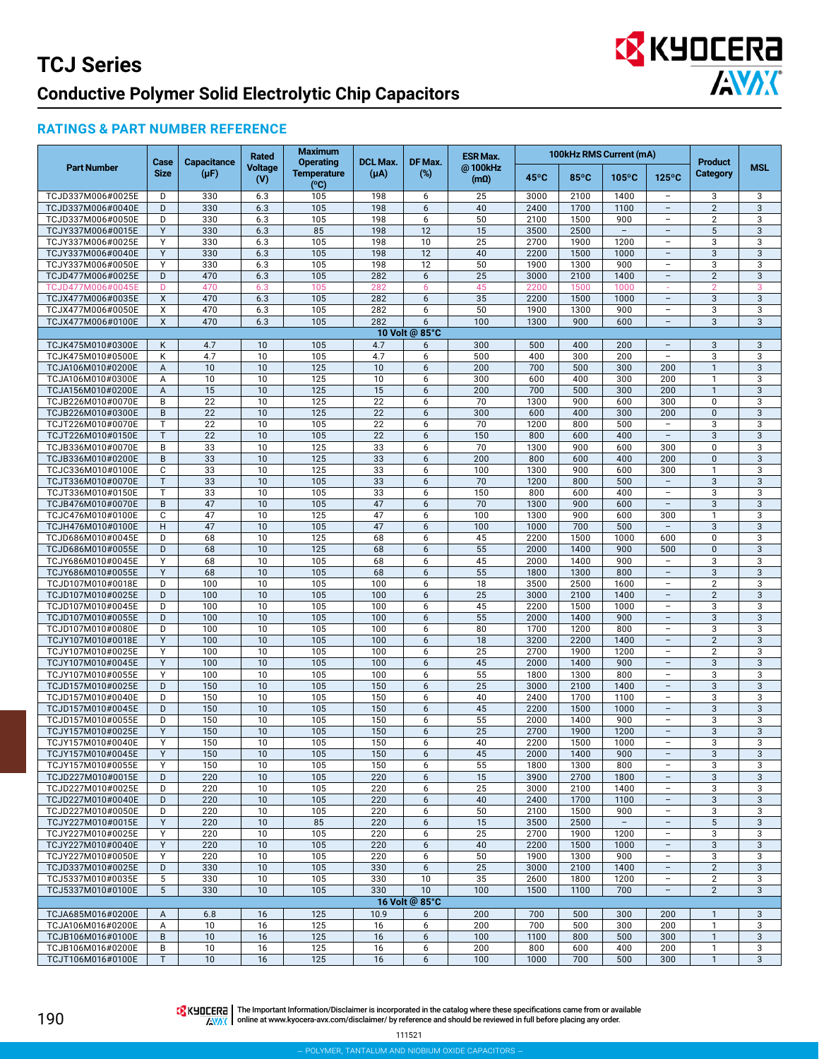# TCJ Series

## Conductive Polymer Solid Electrolytic Chip Capacitors

### RATINGS & PART NUMBER REFERENCE

| Part Number | Case Size | Capacitance (μF) | Rated Voltage (V) | Maximum Operating Temperature (°C) | DCL Max. (μA) | DF Max. (%) | ESR Max. @ 100kHz (mΩ) | 100kHz RMS Current (mA) | | | | Product Category | MSL |
|---|---|---|---|---|---|---|---|---|---|---|---|---|---|
| | | | | | | | | 45°C | 85°C | 105°C | 125°C | | |
| TCJD337M006#0025E | D | 330 | 6.3 | 105 | 198 | 6 | 25 | 3000 | 2100 | 1400 | – | 3 | 3 |
| TCJD337M006#0040E | D | 330 | 6.3 | 105 | 198 | 6 | 40 | 2400 | 1700 | 1100 | – | 2 | 3 |
| TCJD337M006#0050E | D | 330 | 6.3 | 105 | 198 | 6 | 50 | 2100 | 1500 | 900 | – | 2 | 3 |
| TCJY337M006#0015E | Y | 330 | 6.3 | 85 | 198 | 12 | 15 | 3500 | 2500 | – | – | 5 | 3 |
| TCJY337M006#0025E | Y | 330 | 6.3 | 105 | 198 | 10 | 25 | 2700 | 1900 | 1200 | – | 3 | 3 |
| TCJY337M006#0040E | Y | 330 | 6.3 | 105 | 198 | 12 | 40 | 2200 | 1500 | 1000 | – | 3 | 3 |
| TCJY337M006#0050E | Y | 330 | 6.3 | 105 | 198 | 12 | 50 | 1900 | 1300 | 900 | – | 3 | 3 |
| TCJD477M006#0025E | D | 470 | 6.3 | 105 | 282 | 6 | 25 | 3000 | 2100 | 1400 | – | 2 | 3 |
| TCJD477M006#0045E | D | 470 | 6.3 | 105 | 282 | 6 | 45 | 2200 | 1500 | 1000 | - | 2 | 3 |
| TCJX477M006#0035E | X | 470 | 6.3 | 105 | 282 | 6 | 35 | 2200 | 1500 | 1000 | – | 3 | 3 |
| TCJX477M006#0050E | X | 470 | 6.3 | 105 | 282 | 6 | 50 | 1900 | 1300 | 900 | – | 3 | 3 |
| TCJX477M006#0100E | X | 470 | 6.3 | 105 | 282 | 6 | 100 | 1300 | 900 | 600 | – | 3 | 3 |
| **10 Volt @ 85°C** | | | | | | | | | | | | | |
| TCJK475M010#0300E | K | 4.7 | 10 | 105 | 4.7 | 6 | 300 | 500 | 400 | 200 | – | 3 | 3 |
| TCJK475M010#0500E | K | 4.7 | 10 | 105 | 4.7 | 6 | 500 | 400 | 300 | 200 | – | 3 | 3 |
| TCJA106M010#0200E | A | 10 | 10 | 125 | 10 | 6 | 200 | 700 | 500 | 300 | 200 | 1 | 3 |
| TCJA106M010#0300E | A | 10 | 10 | 125 | 10 | 6 | 300 | 600 | 400 | 300 | 200 | 1 | 3 |
| TCJA156M010#0200E | A | 15 | 10 | 125 | 15 | 6 | 200 | 700 | 500 | 300 | 200 | 1 | 3 |
| TCJB226M010#0070E | B | 22 | 10 | 125 | 22 | 6 | 70 | 1300 | 900 | 600 | 300 | 0 | 3 |
| TCJB226M010#0300E | B | 22 | 10 | 125 | 22 | 6 | 300 | 600 | 400 | 300 | 200 | 0 | 3 |
| TCJT226M010#0070E | T | 22 | 10 | 105 | 22 | 6 | 70 | 1200 | 800 | 500 | – | 3 | 3 |
| TCJT226M010#0150E | T | 22 | 10 | 105 | 22 | 6 | 150 | 800 | 600 | 400 | – | 3 | 3 |
| TCJB336M010#0070E | B | 33 | 10 | 125 | 33 | 6 | 70 | 1300 | 900 | 600 | 300 | 0 | 3 |
| TCJB336M010#0200E | B | 33 | 10 | 125 | 33 | 6 | 200 | 800 | 600 | 400 | 200 | 0 | 3 |
| TCJC336M010#0100E | C | 33 | 10 | 125 | 33 | 6 | 100 | 1300 | 900 | 600 | 300 | 1 | 3 |
| TCJT336M010#0070E | T | 33 | 10 | 105 | 33 | 6 | 70 | 1200 | 800 | 500 | – | 3 | 3 |
| TCJT336M010#0150E | T | 33 | 10 | 105 | 33 | 6 | 150 | 800 | 600 | 400 | – | 3 | 3 |
| TCJB476M010#0070E | B | 47 | 10 | 105 | 47 | 6 | 70 | 1300 | 900 | 600 | – | 3 | 3 |
| TCJC476M010#0100E | C | 47 | 10 | 125 | 47 | 6 | 100 | 1300 | 900 | 600 | 300 | 1 | 3 |
| TCJH476M010#0100E | H | 47 | 10 | 105 | 47 | 6 | 100 | 1000 | 700 | 500 | – | 3 | 3 |
| TCJD686M010#0045E | D | 68 | 10 | 125 | 68 | 6 | 45 | 2200 | 1500 | 1000 | 600 | 0 | 3 |
| TCJD686M010#0055E | D | 68 | 10 | 125 | 68 | 6 | 55 | 2000 | 1400 | 900 | 500 | 0 | 3 |
| TCJY686M010#0045E | Y | 68 | 10 | 105 | 68 | 6 | 45 | 2000 | 1400 | 900 | – | 3 | 3 |
| TCJY686M010#0055E | Y | 68 | 10 | 105 | 68 | 6 | 55 | 1800 | 1300 | 800 | – | 3 | 3 |
| TCJD107M010#0018E | D | 100 | 10 | 105 | 100 | 6 | 18 | 3500 | 2500 | 1600 | – | 2 | 3 |
| TCJD107M010#0025E | D | 100 | 10 | 105 | 100 | 6 | 25 | 3000 | 2100 | 1400 | – | 2 | 3 |
| TCJD107M010#0045E | D | 100 | 10 | 105 | 100 | 6 | 45 | 2200 | 1500 | 1000 | – | 3 | 3 |
| TCJD107M010#0055E | D | 100 | 10 | 105 | 100 | 6 | 55 | 2000 | 1400 | 900 | – | 3 | 3 |
| TCJD107M010#0080E | D | 100 | 10 | 105 | 100 | 6 | 80 | 1700 | 1200 | 800 | – | 3 | 3 |
| TCJY107M010#0018E | Y | 100 | 10 | 105 | 100 | 6 | 18 | 3200 | 2200 | 1400 | – | 2 | 3 |
| TCJY107M010#0025E | Y | 100 | 10 | 105 | 100 | 6 | 25 | 2700 | 1900 | 1200 | – | 2 | 3 |
| TCJY107M010#0045E | Y | 100 | 10 | 105 | 100 | 6 | 45 | 2000 | 1400 | 900 | – | 3 | 3 |
| TCJY107M010#0055E | Y | 100 | 10 | 105 | 100 | 6 | 55 | 1800 | 1300 | 800 | – | 3 | 3 |
| TCJD157M010#0025E | D | 150 | 10 | 105 | 150 | 6 | 25 | 3000 | 2100 | 1400 | – | 3 | 3 |
| TCJD157M010#0040E | D | 150 | 10 | 105 | 150 | 6 | 40 | 2400 | 1700 | 1100 | – | 3 | 3 |
| TCJD157M010#0045E | D | 150 | 10 | 105 | 150 | 6 | 45 | 2200 | 1500 | 1000 | – | 3 | 3 |
| TCJD157M010#0055E | D | 150 | 10 | 105 | 150 | 6 | 55 | 2000 | 1400 | 900 | – | 3 | 3 |
| TCJY157M010#0025E | Y | 150 | 10 | 105 | 150 | 6 | 25 | 2700 | 1900 | 1200 | – | 3 | 3 |
| TCJY157M010#0040E | Y | 150 | 10 | 105 | 150 | 6 | 40 | 2200 | 1500 | 1000 | – | 3 | 3 |
| TCJY157M010#0045E | Y | 150 | 10 | 105 | 150 | 6 | 45 | 2000 | 1400 | 900 | – | 3 | 3 |
| TCJY157M010#0055E | Y | 150 | 10 | 105 | 150 | 6 | 55 | 1800 | 1300 | 800 | – | 3 | 3 |
| TCJD227M010#0015E | D | 220 | 10 | 105 | 220 | 6 | 15 | 3900 | 2700 | 1800 | – | 3 | 3 |
| TCJD227M010#0025E | D | 220 | 10 | 105 | 220 | 6 | 25 | 3000 | 2100 | 1400 | – | 3 | 3 |
| TCJD227M010#0040E | D | 220 | 10 | 105 | 220 | 6 | 40 | 2400 | 1700 | 1100 | – | 3 | 3 |
| TCJD227M010#0050E | D | 220 | 10 | 105 | 220 | 6 | 50 | 2100 | 1500 | 900 | – | 3 | 3 |
| TCJY227M010#0015E | Y | 220 | 10 | 85 | 220 | 6 | 15 | 3500 | 2500 | – | – | 5 | 3 |
| TCJY227M010#0025E | Y | 220 | 10 | 105 | 220 | 6 | 25 | 2700 | 1900 | 1200 | – | 3 | 3 |
| TCJY227M010#0040E | Y | 220 | 10 | 105 | 220 | 6 | 40 | 2200 | 1500 | 1000 | – | 3 | 3 |
| TCJY227M010#0050E | Y | 220 | 10 | 105 | 220 | 6 | 50 | 1900 | 1300 | 900 | – | 3 | 3 |
| TCJD337M010#0025E | D | 330 | 10 | 105 | 330 | 6 | 25 | 3000 | 2100 | 1400 | – | 2 | 3 |
| TCJ5337M010#0035E | 5 | 330 | 10 | 105 | 330 | 10 | 35 | 2600 | 1800 | 1200 | – | 2 | 3 |
| TCJ5337M010#0100E | 5 | 330 | 10 | 105 | 330 | 10 | 100 | 1500 | 1100 | 700 | – | 2 | 3 |
| **16 Volt @ 85°C** | | | | | | | | | | | | | |
| TCJA685M016#0200E | A | 6.8 | 16 | 125 | 10.9 | 6 | 200 | 700 | 500 | 300 | 200 | 1 | 3 |
| TCJA106M016#0200E | A | 10 | 16 | 125 | 16 | 6 | 200 | 700 | 500 | 300 | 200 | 1 | 3 |
| TCJB106M016#0100E | B | 10 | 16 | 125 | 16 | 6 | 100 | 1100 | 800 | 500 | 300 | 1 | 3 |
| TCJB106M016#0200E | B | 10 | 16 | 125 | 16 | 6 | 200 | 800 | 600 | 400 | 200 | 1 | 3 |
| TCJT106M016#0100E | T | 10 | 16 | 125 | 16 | 6 | 100 | 1000 | 700 | 500 | 300 | 1 | 3 |

The Important Information/Disclaimer is incorporated in the catalog where these specifications came from or available online at www.kyocera-avx.com/disclaimer/ by reference and should be reviewed in full before placing any order.

111521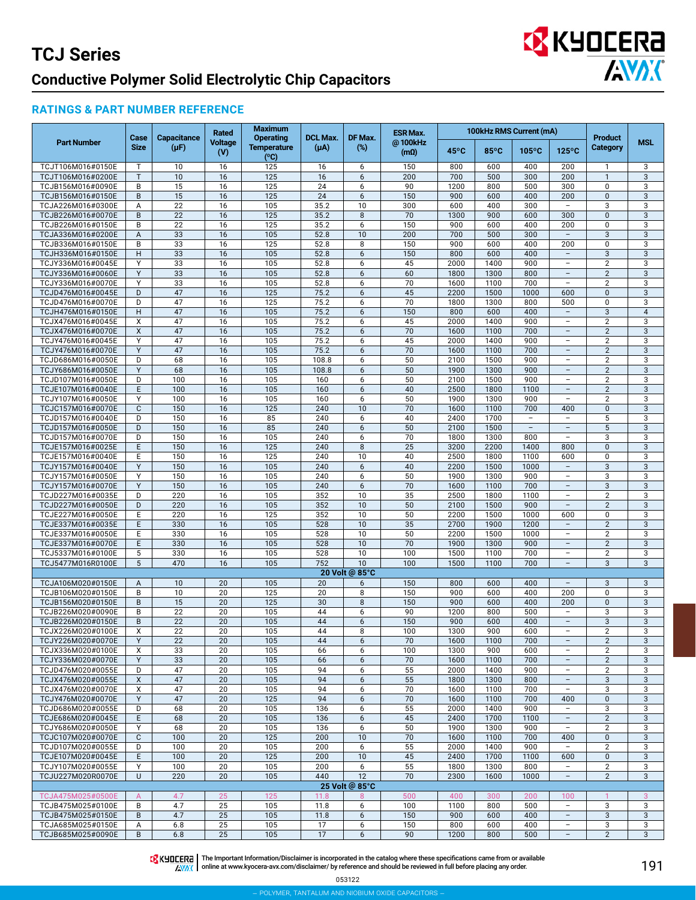# TCJ Series

## Conductive Polymer Solid Electrolytic Chip Capacitors

### RATINGS & PART NUMBER REFERENCE

| Part Number | Case Size | Capacitance (µF) | Rated Voltage (V) | Maximum Operating Temperature (°C) | DCL Max. (µA) | DF Max. (%) | ESR Max. @ 100kHz (mΩ) | 100kHz RMS Current (mA) | | | | Product Category | MSL |
|---|---|---|---|---|---|---|---|---|---|---|---|---|---|
| | | | | | | | | 45°C | 85°C | 105°C | 125°C | | |
| TCJT106M016#0150E | T | 10 | 16 | 125 | 16 | 6 | 150 | 800 | 600 | 400 | 200 | 1 | 3 |
| TCJT106M016#0200E | T | 10 | 16 | 125 | 16 | 6 | 200 | 700 | 500 | 300 | 200 | 1 | 3 |
| TCJB156M016#0090E | B | 15 | 16 | 125 | 24 | 6 | 90 | 1200 | 800 | 500 | 300 | 0 | 3 |
| TCJB156M016#0150E | B | 15 | 16 | 125 | 24 | 6 | 150 | 900 | 600 | 400 | 200 | 0 | 3 |
| TCJA226M016#0300E | A | 22 | 16 | 105 | 35.2 | 10 | 300 | 600 | 400 | 300 | – | 3 | 3 |
| TCJB226M016#0070E | B | 22 | 16 | 125 | 35.2 | 8 | 70 | 1300 | 900 | 600 | 300 | 0 | 3 |
| TCJB226M016#0150E | B | 22 | 16 | 125 | 35.2 | 6 | 150 | 900 | 600 | 400 | 200 | 0 | 3 |
| TCJA336M016#0200E | A | 33 | 16 | 105 | 52.8 | 10 | 200 | 700 | 500 | 300 | – | 3 | 3 |
| TCJB336M016#0150E | B | 33 | 16 | 125 | 52.8 | 8 | 150 | 900 | 600 | 400 | 200 | 0 | 3 |
| TCJH336M016#0150E | H | 33 | 16 | 105 | 52.8 | 6 | 150 | 800 | 600 | 400 | – | 3 | 3 |
| TCJY336M016#0045E | Y | 33 | 16 | 105 | 52.8 | 6 | 45 | 2000 | 1400 | 900 | – | 2 | 3 |
| TCJY336M016#0060E | Y | 33 | 16 | 105 | 52.8 | 6 | 60 | 1800 | 1300 | 800 | – | 2 | 3 |
| TCJY336M016#0070E | Y | 33 | 16 | 105 | 52.8 | 6 | 70 | 1600 | 1100 | 700 | – | 2 | 3 |
| TCJD476M016#0045E | D | 47 | 16 | 125 | 75.2 | 6 | 45 | 2200 | 1500 | 1000 | 600 | 0 | 3 |
| TCJD476M016#0070E | D | 47 | 16 | 125 | 75.2 | 6 | 70 | 1800 | 1300 | 800 | 500 | 0 | 3 |
| TCJH476M016#0150E | H | 47 | 16 | 105 | 75.2 | 6 | 150 | 800 | 600 | 400 | – | 3 | 4 |
| TCJX476M016#0045E | X | 47 | 16 | 105 | 75.2 | 6 | 45 | 2000 | 1400 | 900 | – | 2 | 3 |
| TCJX476M016#0070E | X | 47 | 16 | 105 | 75.2 | 6 | 70 | 1600 | 1100 | 700 | – | 2 | 3 |
| TCJY476M016#0045E | Y | 47 | 16 | 105 | 75.2 | 6 | 45 | 2000 | 1400 | 900 | – | 2 | 3 |
| TCJY476M016#0070E | Y | 47 | 16 | 105 | 75.2 | 6 | 70 | 1600 | 1100 | 700 | – | 2 | 3 |
| TCJD686M016#0050E | D | 68 | 16 | 105 | 108.8 | 6 | 50 | 2100 | 1500 | 900 | – | 2 | 3 |
| TCJY686M016#0050E | Y | 68 | 16 | 105 | 108.8 | 6 | 50 | 1900 | 1300 | 900 | – | 2 | 3 |
| TCJD107M016#0050E | D | 100 | 16 | 105 | 160 | 6 | 50 | 2100 | 1500 | 900 | – | 2 | 3 |
| TCJE107M016#0040E | E | 100 | 16 | 105 | 160 | 6 | 40 | 2500 | 1800 | 1100 | – | 2 | 3 |
| TCJY107M016#0050E | Y | 100 | 16 | 105 | 160 | 6 | 50 | 1900 | 1300 | 900 | – | 2 | 3 |
| TCJC157M016#0070E | C | 150 | 16 | 125 | 240 | 10 | 70 | 1600 | 1100 | 700 | 400 | 0 | 3 |
| TCJD157M016#0040E | D | 150 | 16 | 85 | 240 | 6 | 40 | 2400 | 1700 | – | – | 5 | 3 |
| TCJD157M016#0050E | D | 150 | 16 | 85 | 240 | 6 | 50 | 2100 | 1500 | – | – | 5 | 3 |
| TCJD157M016#0070E | D | 150 | 16 | 105 | 240 | 6 | 70 | 1800 | 1300 | 800 | – | 3 | 3 |
| TCJE157M016#0025E | E | 150 | 16 | 125 | 240 | 8 | 25 | 3200 | 2200 | 1400 | 800 | 0 | 3 |
| TCJE157M016#0040E | E | 150 | 16 | 125 | 240 | 10 | 40 | 2500 | 1800 | 1100 | 600 | 0 | 3 |
| TCJY157M016#0040E | Y | 150 | 16 | 105 | 240 | 6 | 40 | 2200 | 1500 | 1000 | – | 3 | 3 |
| TCJY157M016#0050E | Y | 150 | 16 | 105 | 240 | 6 | 50 | 1900 | 1300 | 900 | – | 3 | 3 |
| TCJY157M016#0070E | Y | 150 | 16 | 105 | 240 | 6 | 70 | 1600 | 1100 | 700 | – | 3 | 3 |
| TCJD227M016#0035E | D | 220 | 16 | 105 | 352 | 10 | 35 | 2500 | 1800 | 1100 | – | 2 | 3 |
| TCJD227M016#0050E | D | 220 | 16 | 105 | 352 | 10 | 50 | 2100 | 1500 | 900 | – | 2 | 3 |
| TCJE227M016#0050E | E | 220 | 16 | 125 | 352 | 10 | 50 | 2200 | 1500 | 1000 | 600 | 0 | 3 |
| TCJE337M016#0035E | E | 330 | 16 | 105 | 528 | 10 | 35 | 2700 | 1900 | 1200 | – | 2 | 3 |
| TCJE337M016#0050E | E | 330 | 16 | 105 | 528 | 10 | 50 | 2200 | 1500 | 1000 | – | 2 | 3 |
| TCJE337M016#0070E | E | 330 | 16 | 105 | 528 | 10 | 70 | 1900 | 1300 | 900 | – | 2 | 3 |
| TCJ5337M016#0100E | 5 | 330 | 16 | 105 | 528 | 10 | 100 | 1500 | 1100 | 700 | – | 2 | 3 |
| TCJ5477M016R0100E | 5 | 470 | 16 | 105 | 752 | 10 | 100 | 1500 | 1100 | 700 | – | 3 | 3 |
| **20 Volt @ 85°C** | | | | | | | | | | | | | |
| TCJA106M020#0150E | A | 10 | 20 | 105 | 20 | 6 | 150 | 800 | 600 | 400 | – | 3 | 3 |
| TCJB106M020#0150E | B | 10 | 20 | 125 | 20 | 8 | 150 | 900 | 600 | 400 | 200 | 0 | 3 |
| TCJB156M020#0150E | B | 15 | 20 | 125 | 30 | 8 | 150 | 900 | 600 | 400 | 200 | 0 | 3 |
| TCJB226M020#0090E | B | 22 | 20 | 105 | 44 | 6 | 90 | 1200 | 800 | 500 | – | 3 | 3 |
| TCJB226M020#0150E | B | 22 | 20 | 105 | 44 | 6 | 150 | 900 | 600 | 400 | – | 3 | 3 |
| TCJX226M020#0100E | X | 22 | 20 | 105 | 44 | 8 | 100 | 1300 | 900 | 600 | – | 2 | 3 |
| TCJY226M020#0070E | Y | 22 | 20 | 105 | 44 | 6 | 70 | 1600 | 1100 | 700 | – | 2 | 3 |
| TCJX336M020#0100E | X | 33 | 20 | 105 | 66 | 6 | 100 | 1300 | 900 | 600 | – | 2 | 3 |
| TCJY336M020#0070E | Y | 33 | 20 | 105 | 66 | 6 | 70 | 1600 | 1100 | 700 | – | 2 | 3 |
| TCJD476M020#0055E | D | 47 | 20 | 105 | 94 | 6 | 55 | 2000 | 1400 | 900 | – | 2 | 3 |
| TCJX476M020#0055E | X | 47 | 20 | 105 | 94 | 6 | 55 | 1800 | 1300 | 800 | – | 3 | 3 |
| TCJX476M020#0070E | X | 47 | 20 | 105 | 94 | 6 | 70 | 1600 | 1100 | 700 | – | 3 | 3 |
| TCJY476M020#0070E | Y | 47 | 20 | 125 | 94 | 6 | 70 | 1600 | 1100 | 700 | 400 | 0 | 3 |
| TCJD686M020#0055E | D | 68 | 20 | 105 | 136 | 6 | 55 | 2000 | 1400 | 900 | – | 3 | 3 |
| TCJE686M020#0045E | E | 68 | 20 | 105 | 136 | 6 | 45 | 2400 | 1700 | 1100 | – | 2 | 3 |
| TCJY686M020#0050E | Y | 68 | 20 | 105 | 136 | 6 | 50 | 1900 | 1300 | 900 | – | 2 | 3 |
| TCJC107M020#0070E | C | 100 | 20 | 125 | 200 | 10 | 70 | 1600 | 1100 | 700 | 400 | 0 | 3 |
| TCJD107M020#0055E | D | 100 | 20 | 105 | 200 | 6 | 55 | 2000 | 1400 | 900 | – | 2 | 3 |
| TCJE107M020#0045E | E | 100 | 20 | 125 | 200 | 10 | 45 | 2400 | 1700 | 1100 | 600 | 0 | 3 |
| TCJY107M020#0055E | Y | 100 | 20 | 105 | 200 | 6 | 55 | 1800 | 1300 | 800 | – | 2 | 3 |
| TCJU227M020R0070E | U | 220 | 20 | 105 | 440 | 12 | 70 | 2300 | 1600 | 1000 | – | 2 | 3 |
| **25 Volt @ 85°C** | | | | | | | | | | | | | |
| TCJA475M025#0500E | A | 4.7 | 25 | 125 | 11.8 | 8 | 500 | 400 | 300 | 200 | 100 | 1 | 3 |
| TCJB475M025#0100E | B | 4.7 | 25 | 105 | 11.8 | 6 | 100 | 1100 | 800 | 500 | – | 3 | 3 |
| TCJB475M025#0150E | B | 4.7 | 25 | 105 | 11.8 | 6 | 150 | 900 | 600 | 400 | – | 3 | 3 |
| TCJA685M025#0150E | A | 6.8 | 25 | 105 | 17 | 6 | 150 | 800 | 600 | 400 | – | 3 | 3 |
| TCJB685M025#0090E | B | 6.8 | 25 | 105 | 17 | 6 | 90 | 1200 | 800 | 500 | – | 2 | 3 |

The Important Information/Disclaimer is incorporated in the catalog where these specifications came from or available online at www.kyocera-avx.com/disclaimer/ by reference and should be reviewed in full before placing any order.

053122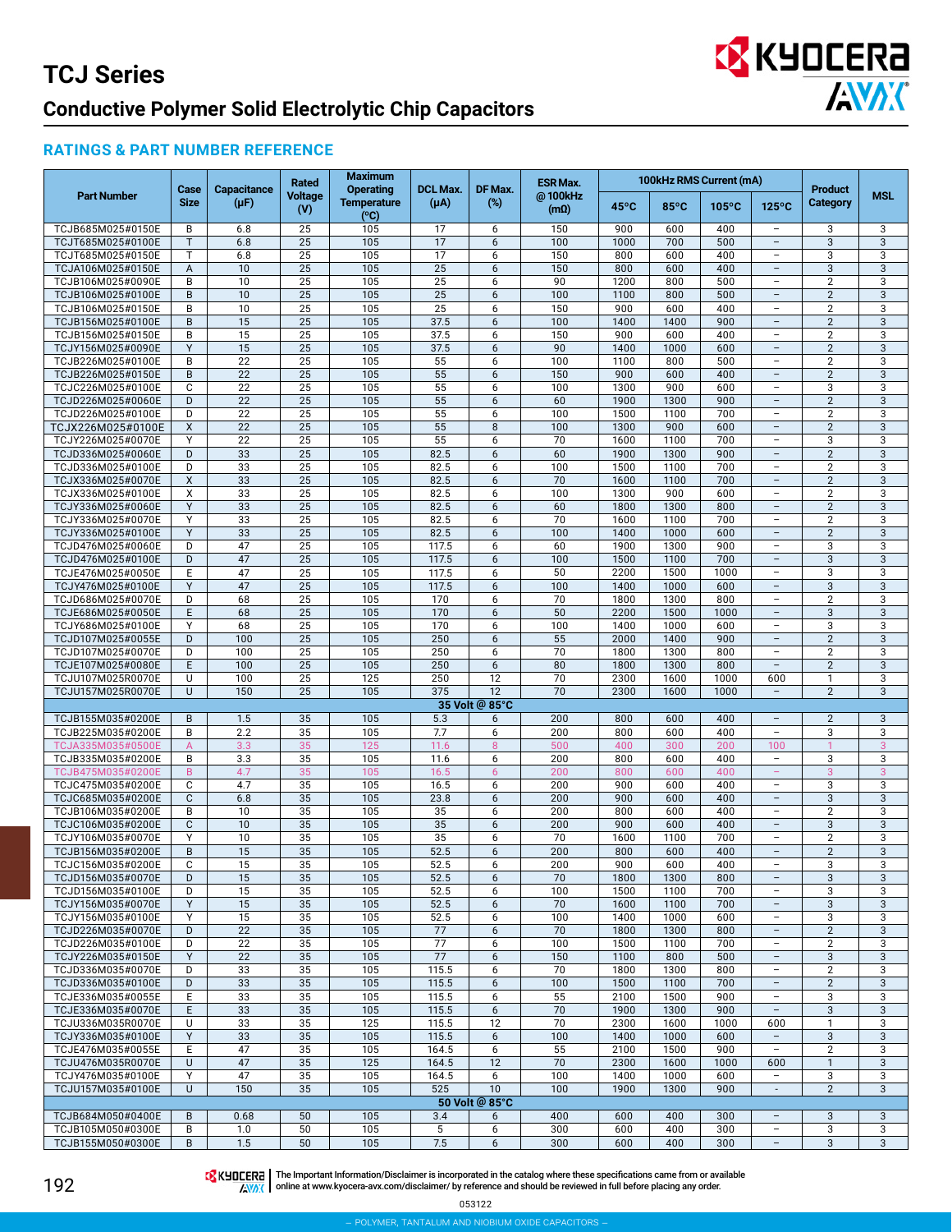# TCJ Series

## Conductive Polymer Solid Electrolytic Chip Capacitors

### RATINGS & PART NUMBER REFERENCE

| Part Number | Case Size | Capacitance (µF) | Rated Voltage (V) | Maximum Operating Temperature (°C) | DCL Max. (µA) | DF Max. (%) | ESR Max. @ 100kHz (mΩ) | 100kHz RMS Current (mA) | | | | Product Category | MSL |
|---|---|---|---|---|---|---|---|---|---|---|---|---|---|
| | | | | | | | | 45°C | 85°C | 105°C | 125°C | | |
| TCJB685M025#0150E | B | 6.8 | 25 | 105 | 17 | 6 | 150 | 900 | 600 | 400 | – | 3 | 3 |
| TCJT685M025#0100E | T | 6.8 | 25 | 105 | 17 | 6 | 100 | 1000 | 700 | 500 | – | 3 | 3 |
| TCJT685M025#0150E | T | 6.8 | 25 | 105 | 17 | 6 | 150 | 800 | 600 | 400 | – | 3 | 3 |
| TCJA106M025#0150E | A | 10 | 25 | 105 | 25 | 6 | 150 | 800 | 600 | 400 | – | 3 | 3 |
| TCJB106M025#0090E | B | 10 | 25 | 105 | 25 | 6 | 90 | 1200 | 800 | 500 | – | 2 | 3 |
| TCJB106M025#0100E | B | 10 | 25 | 105 | 25 | 6 | 100 | 1100 | 800 | 500 | – | 2 | 3 |
| TCJB106M025#0150E | B | 10 | 25 | 105 | 25 | 6 | 150 | 900 | 600 | 400 | – | 2 | 3 |
| TCJB156M025#0100E | B | 15 | 25 | 105 | 37.5 | 6 | 100 | 1400 | 1400 | 900 | – | 2 | 3 |
| TCJB156M025#0150E | B | 15 | 25 | 105 | 37.5 | 6 | 150 | 900 | 600 | 400 | – | 2 | 3 |
| TCJY156M025#0090E | Y | 15 | 25 | 105 | 37.5 | 6 | 90 | 1400 | 1000 | 600 | – | 2 | 3 |
| TCJB226M025#0100E | B | 22 | 25 | 105 | 55 | 6 | 100 | 1100 | 800 | 500 | – | 2 | 3 |
| TCJB226M025#0150E | B | 22 | 25 | 105 | 55 | 6 | 150 | 900 | 600 | 400 | – | 2 | 3 |
| TCJC226M025#0100E | C | 22 | 25 | 105 | 55 | 6 | 100 | 1300 | 900 | 600 | – | 3 | 3 |
| TCJD226M025#0060E | D | 22 | 25 | 105 | 55 | 6 | 60 | 1900 | 1300 | 900 | – | 2 | 3 |
| TCJD226M025#0100E | D | 22 | 25 | 105 | 55 | 6 | 100 | 1500 | 1100 | 700 | – | 2 | 3 |
| TCJX226M025#0100E | X | 22 | 25 | 105 | 55 | 8 | 100 | 1300 | 900 | 600 | – | 2 | 3 |
| TCJY226M025#0070E | Y | 22 | 25 | 105 | 55 | 6 | 70 | 1600 | 1100 | 700 | – | 3 | 3 |
| TCJD336M025#0060E | D | 33 | 25 | 105 | 82.5 | 6 | 60 | 1900 | 1300 | 900 | – | 2 | 3 |
| TCJD336M025#0100E | D | 33 | 25 | 105 | 82.5 | 6 | 100 | 1500 | 1100 | 700 | – | 2 | 3 |
| TCJX336M025#0070E | X | 33 | 25 | 105 | 82.5 | 6 | 70 | 1600 | 1100 | 700 | – | 2 | 3 |
| TCJX336M025#0100E | X | 33 | 25 | 105 | 82.5 | 6 | 100 | 1300 | 900 | 600 | – | 2 | 3 |
| TCJY336M025#0060E | Y | 33 | 25 | 105 | 82.5 | 6 | 60 | 1800 | 1300 | 800 | – | 2 | 3 |
| TCJY336M025#0070E | Y | 33 | 25 | 105 | 82.5 | 6 | 70 | 1600 | 1100 | 700 | – | 2 | 3 |
| TCJY336M025#0100E | Y | 33 | 25 | 105 | 82.5 | 6 | 100 | 1400 | 1000 | 600 | – | 2 | 3 |
| TCJD476M025#0060E | D | 47 | 25 | 105 | 117.5 | 6 | 60 | 1900 | 1300 | 900 | – | 3 | 3 |
| TCJD476M025#0100E | D | 47 | 25 | 105 | 117.5 | 6 | 100 | 1500 | 1100 | 700 | – | 3 | 3 |
| TCJE476M025#0050E | E | 47 | 25 | 105 | 117.5 | 6 | 50 | 2200 | 1500 | 1000 | – | 3 | 3 |
| TCJY476M025#0100E | Y | 47 | 25 | 105 | 117.5 | 6 | 100 | 1400 | 1000 | 600 | – | 3 | 3 |
| TCJD686M025#0070E | D | 68 | 25 | 105 | 170 | 6 | 70 | 1800 | 1300 | 800 | – | 2 | 3 |
| TCJE686M025#0050E | E | 68 | 25 | 105 | 170 | 6 | 50 | 2200 | 1500 | 1000 | – | 3 | 3 |
| TCJY686M025#0100E | Y | 68 | 25 | 105 | 170 | 6 | 100 | 1400 | 1000 | 600 | – | 3 | 3 |
| TCJD107M025#0055E | D | 100 | 25 | 105 | 250 | 6 | 55 | 2000 | 1400 | 900 | – | 2 | 3 |
| TCJD107M025#0070E | D | 100 | 25 | 105 | 250 | 6 | 70 | 1800 | 1300 | 800 | – | 2 | 3 |
| TCJE107M025#0080E | E | 100 | 25 | 105 | 250 | 6 | 80 | 1800 | 1300 | 800 | – | 2 | 3 |
| TCJU107M025R0070E | U | 100 | 25 | 125 | 250 | 12 | 70 | 2300 | 1600 | 1000 | 600 | 1 | 3 |
| TCJU157M025R0070E | U | 150 | 25 | 105 | 375 | 12 | 70 | 2300 | 1600 | 1000 | – | 2 | 3 |
| **35 Volt @ 85°C** | | | | | | | | | | | | | |
| TCJB155M035#0200E | B | 1.5 | 35 | 105 | 5.3 | 6 | 200 | 800 | 600 | 400 | – | 2 | 3 |
| TCJB225M035#0200E | B | 2.2 | 35 | 105 | 7.7 | 6 | 200 | 800 | 600 | 400 | – | 3 | 3 |
| TCJA335M035#0500E | A | 3.3 | 35 | 125 | 11.6 | 8 | 500 | 400 | 300 | 200 | 100 | 1 | 3 |
| TCJB335M035#0200E | B | 3.3 | 35 | 105 | 11.6 | 6 | 200 | 800 | 600 | 400 | – | 3 | 3 |
| TCJB475M035#0200E | B | 4.7 | 35 | 105 | 16.5 | 6 | 200 | 800 | 600 | 400 | – | 3 | 3 |
| TCJC475M035#0200E | C | 4.7 | 35 | 105 | 16.5 | 6 | 200 | 900 | 600 | 400 | – | 3 | 3 |
| TCJC685M035#0200E | C | 6.8 | 35 | 105 | 23.8 | 6 | 200 | 900 | 600 | 400 | – | 3 | 3 |
| TCJB106M035#0200E | B | 10 | 35 | 105 | 35 | 6 | 200 | 800 | 600 | 400 | – | 2 | 3 |
| TCJC106M035#0200E | C | 10 | 35 | 105 | 35 | 6 | 200 | 900 | 600 | 400 | – | 3 | 3 |
| TCJY106M035#0070E | Y | 10 | 35 | 105 | 35 | 6 | 70 | 1600 | 1100 | 700 | – | 2 | 3 |
| TCJB156M035#0200E | B | 15 | 35 | 105 | 52.5 | 6 | 200 | 800 | 600 | 400 | – | 2 | 3 |
| TCJC156M035#0200E | C | 15 | 35 | 105 | 52.5 | 6 | 200 | 900 | 600 | 400 | – | 3 | 3 |
| TCJD156M035#0070E | D | 15 | 35 | 105 | 52.5 | 6 | 70 | 1800 | 1300 | 800 | – | 3 | 3 |
| TCJD156M035#0100E | D | 15 | 35 | 105 | 52.5 | 6 | 100 | 1500 | 1100 | 700 | – | 3 | 3 |
| TCJY156M035#0070E | Y | 15 | 35 | 105 | 52.5 | 6 | 70 | 1600 | 1100 | 700 | – | 3 | 3 |
| TCJY156M035#0100E | Y | 15 | 35 | 105 | 52.5 | 6 | 100 | 1400 | 1000 | 600 | – | 3 | 3 |
| TCJD226M035#0070E | D | 22 | 35 | 105 | 77 | 6 | 70 | 1800 | 1300 | 800 | – | 2 | 3 |
| TCJD226M035#0100E | D | 22 | 35 | 105 | 77 | 6 | 100 | 1500 | 1100 | 700 | – | 2 | 3 |
| TCJY226M035#0150E | Y | 22 | 35 | 105 | 77 | 6 | 150 | 1100 | 800 | 500 | – | 3 | 3 |
| TCJD336M035#0070E | D | 33 | 35 | 105 | 115.5 | 6 | 70 | 1800 | 1300 | 800 | – | 2 | 3 |
| TCJD336M035#0100E | D | 33 | 35 | 105 | 115.5 | 6 | 100 | 1500 | 1100 | 700 | – | 2 | 3 |
| TCJE336M035#0055E | E | 33 | 35 | 105 | 115.5 | 6 | 55 | 2100 | 1500 | 900 | – | 3 | 3 |
| TCJE336M035#0070E | E | 33 | 35 | 105 | 115.5 | 6 | 70 | 1900 | 1300 | 900 | – | 3 | 3 |
| TCJU336M035R0070E | U | 33 | 35 | 125 | 115.5 | 12 | 70 | 2300 | 1600 | 1000 | 600 | 1 | 3 |
| TCJY336M035#0100E | Y | 33 | 35 | 105 | 115.5 | 6 | 100 | 1400 | 1000 | 600 | – | 3 | 3 |
| TCJE476M035#0055E | E | 47 | 35 | 105 | 164.5 | 6 | 55 | 2100 | 1500 | 900 | – | 2 | 3 |
| TCJU476M035R0070E | U | 47 | 35 | 125 | 164.5 | 12 | 70 | 2300 | 1600 | 1000 | 600 | 1 | 3 |
| TCJY476M035#0100E | Y | 47 | 35 | 105 | 164.5 | 6 | 100 | 1400 | 1000 | 600 | – | 3 | 3 |
| TCJU157M035#0100E | U | 150 | 35 | 105 | 525 | 10 | 100 | 1900 | 1300 | 900 | - | 2 | 3 |
| **50 Volt @ 85°C** | | | | | | | | | | | | | |
| TCJB684M050#0400E | B | 0.68 | 50 | 105 | 3.4 | 6 | 400 | 600 | 400 | 300 | – | 3 | 3 |
| TCJB105M050#0300E | B | 1.0 | 50 | 105 | 5 | 6 | 300 | 600 | 400 | 300 | – | 3 | 3 |
| TCJB155M050#0300E | B | 1.5 | 50 | 105 | 7.5 | 6 | 300 | 600 | 400 | 300 | – | 3 | 3 |

The Important Information/Disclaimer is incorporated in the catalog where these specifications came from or available online at www.kyocera-avx.com/disclaimer/ by reference and should be reviewed in full before placing any order.

053122

– POLYMER, TANTALUM AND NIOBIUM OXIDE CAPACITORS –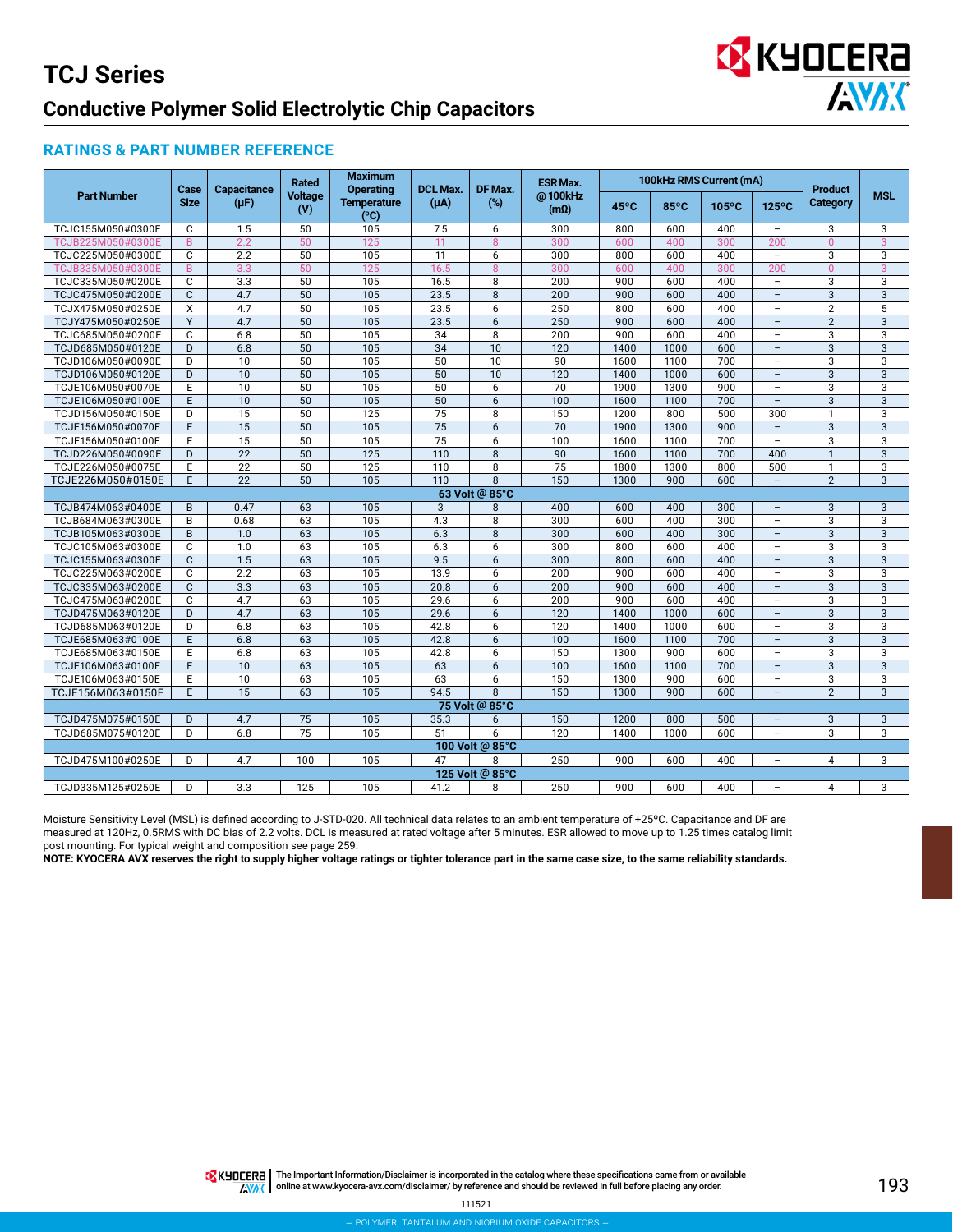# TCJ Series

## Conductive Polymer Solid Electrolytic Chip Capacitors

### RATINGS & PART NUMBER REFERENCE

| Part Number | Case Size | Capacitance (µF) | Rated Voltage (V) | Maximum Operating Temperature (°C) | DCL Max. (µA) | DF Max. (%) | ESR Max. @ 100kHz (mΩ) | 100kHz RMS Current (mA) | | | | Product Category | MSL |
|---|---|---|---|---|---|---|---|---|---|---|---|---|---|
| | | | | | | | | 45°C | 85°C | 105°C | 125°C | | |
| TCJC155M050#0300E | C | 1.5 | 50 | 105 | 7.5 | 6 | 300 | 800 | 600 | 400 | – | 3 | 3 |
| TCJB225M050#0300E | B | 2.2 | 50 | 125 | 11 | 8 | 300 | 600 | 400 | 300 | 200 | 0 | 3 |
| TCJC225M050#0300E | C | 2.2 | 50 | 105 | 11 | 6 | 300 | 800 | 600 | 400 | – | 3 | 3 |
| TCJB335M050#0300E | B | 3.3 | 50 | 125 | 16.5 | 8 | 300 | 600 | 400 | 300 | 200 | 0 | 3 |
| TCJC335M050#0200E | C | 3.3 | 50 | 105 | 16.5 | 8 | 200 | 900 | 600 | 400 | – | 3 | 3 |
| TCJC475M050#0200E | C | 4.7 | 50 | 105 | 23.5 | 8 | 200 | 900 | 600 | 400 | – | 3 | 3 |
| TCJX475M050#0250E | X | 4.7 | 50 | 105 | 23.5 | 6 | 250 | 800 | 600 | 400 | – | 2 | 5 |
| TCJY475M050#0250E | Y | 4.7 | 50 | 105 | 23.5 | 6 | 250 | 900 | 600 | 400 | – | 2 | 3 |
| TCJC685M050#0200E | C | 6.8 | 50 | 105 | 34 | 8 | 200 | 900 | 600 | 400 | – | 3 | 3 |
| TCJD685M050#0120E | D | 6.8 | 50 | 105 | 34 | 10 | 120 | 1400 | 1000 | 600 | – | 3 | 3 |
| TCJD106M050#0090E | D | 10 | 50 | 105 | 50 | 10 | 90 | 1600 | 1100 | 700 | – | 3 | 3 |
| TCJD106M050#0120E | D | 10 | 50 | 105 | 50 | 10 | 120 | 1400 | 1000 | 600 | – | 3 | 3 |
| TCJE106M050#0070E | E | 10 | 50 | 105 | 50 | 6 | 70 | 1900 | 1300 | 900 | – | 3 | 3 |
| TCJE106M050#0100E | E | 10 | 50 | 105 | 50 | 6 | 100 | 1600 | 1100 | 700 | – | 3 | 3 |
| TCJD156M050#0150E | D | 15 | 50 | 125 | 75 | 8 | 150 | 1200 | 800 | 500 | 300 | 1 | 3 |
| TCJE156M050#0070E | E | 15 | 50 | 105 | 75 | 6 | 70 | 1900 | 1300 | 900 | – | 3 | 3 |
| TCJE156M050#0100E | E | 15 | 50 | 105 | 75 | 6 | 100 | 1600 | 1100 | 700 | – | 3 | 3 |
| TCJD226M050#0090E | D | 22 | 50 | 125 | 110 | 8 | 90 | 1600 | 1100 | 700 | 400 | 1 | 3 |
| TCJE226M050#0075E | E | 22 | 50 | 125 | 110 | 8 | 75 | 1800 | 1300 | 800 | 500 | 1 | 3 |
| TCJE226M050#0150E | E | 22 | 50 | 105 | 110 | 8 | 150 | 1300 | 900 | 600 | – | 2 | 3 |
| **63 Volt @ 85°C** | | | | | | | | | | | | | |
| TCJB474M063#0400E | B | 0.47 | 63 | 105 | 3 | 8 | 400 | 600 | 400 | 300 | – | 3 | 3 |
| TCJB684M063#0300E | B | 0.68 | 63 | 105 | 4.3 | 8 | 300 | 600 | 400 | 300 | – | 3 | 3 |
| TCJB105M063#0300E | B | 1.0 | 63 | 105 | 6.3 | 8 | 300 | 600 | 400 | 300 | – | 3 | 3 |
| TCJC105M063#0300E | C | 1.0 | 63 | 105 | 6.3 | 6 | 300 | 800 | 600 | 400 | – | 3 | 3 |
| TCJC155M063#0300E | C | 1.5 | 63 | 105 | 9.5 | 6 | 300 | 800 | 600 | 400 | – | 3 | 3 |
| TCJC225M063#0200E | C | 2.2 | 63 | 105 | 13.9 | 6 | 200 | 900 | 600 | 400 | – | 3 | 3 |
| TCJC335M063#0200E | C | 3.3 | 63 | 105 | 20.8 | 6 | 200 | 900 | 600 | 400 | – | 3 | 3 |
| TCJC475M063#0200E | C | 4.7 | 63 | 105 | 29.6 | 6 | 200 | 900 | 600 | 400 | – | 3 | 3 |
| TCJD475M063#0120E | D | 4.7 | 63 | 105 | 29.6 | 6 | 120 | 1400 | 1000 | 600 | – | 3 | 3 |
| TCJD685M063#0120E | D | 6.8 | 63 | 105 | 42.8 | 6 | 120 | 1400 | 1000 | 600 | – | 3 | 3 |
| TCJE685M063#0100E | E | 6.8 | 63 | 105 | 42.8 | 6 | 100 | 1600 | 1100 | 700 | – | 3 | 3 |
| TCJE685M063#0150E | E | 6.8 | 63 | 105 | 42.8 | 6 | 150 | 1300 | 900 | 600 | – | 3 | 3 |
| TCJE106M063#0100E | E | 10 | 63 | 105 | 63 | 6 | 100 | 1600 | 1100 | 700 | – | 3 | 3 |
| TCJE106M063#0150E | E | 10 | 63 | 105 | 63 | 6 | 150 | 1300 | 900 | 600 | – | 3 | 3 |
| TCJE156M063#0150E | E | 15 | 63 | 105 | 94.5 | 8 | 150 | 1300 | 900 | 600 | – | 2 | 3 |
| **75 Volt @ 85°C** | | | | | | | | | | | | | |
| TCJD475M075#0150E | D | 4.7 | 75 | 105 | 35.3 | 6 | 150 | 1200 | 800 | 500 | – | 3 | 3 |
| TCJD685M075#0120E | D | 6.8 | 75 | 105 | 51 | 6 | 120 | 1400 | 1000 | 600 | – | 3 | 3 |
| **100 Volt @ 85°C** | | | | | | | | | | | | | |
| TCJD475M100#0250E | D | 4.7 | 100 | 105 | 47 | 8 | 250 | 900 | 600 | 400 | – | 4 | 3 |
| **125 Volt @ 85°C** | | | | | | | | | | | | | |
| TCJD335M125#0250E | D | 3.3 | 125 | 105 | 41.2 | 8 | 250 | 900 | 600 | 400 | – | 4 | 3 |

Moisture Sensitivity Level (MSL) is defined according to J-STD-020. All technical data relates to an ambient temperature of +25ºC. Capacitance and DF are measured at 120Hz, 0.5RMS with DC bias of 2.2 volts. DCL is measured at rated voltage after 5 minutes. ESR allowed to move up to 1.25 times catalog limit post mounting. For typical weight and composition see page 259.

**NOTE: KYOCERA AVX reserves the right to supply higher voltage ratings or tighter tolerance part in the same case size, to the same reliability standards.**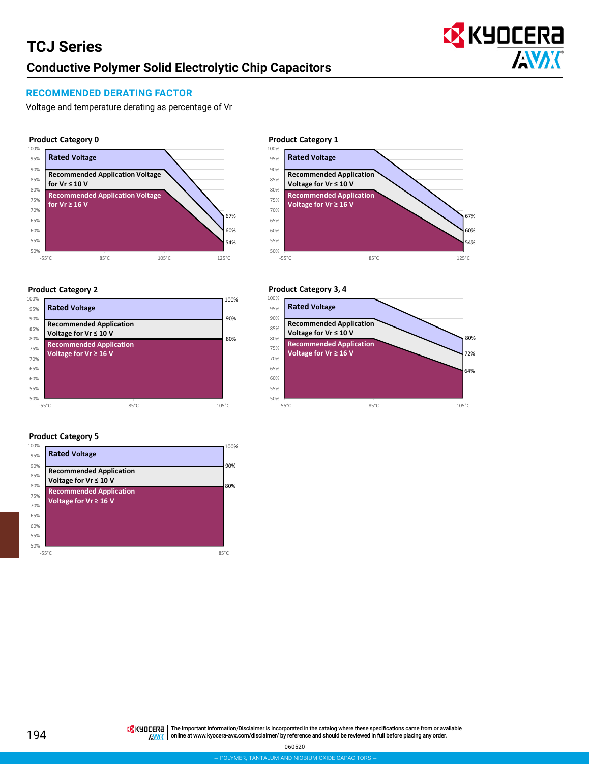# TCJ Series

## Conductive Polymer Solid Electrolytic Chip Capacitors

### RECOMMENDED DERATING FACTOR

Voltage and temperature derating as percentage of Vr

**Product Category 0**

Rated Voltage

Recommended Application Voltage for Vr ≤ 10 V

Recommended Application Voltage for Vr ≥ 16 V

100%, 95%, 90%, 85%, 80%, 75%, 70%, 65%, 60%, 55%, 50%

67%, 60%, 54%

-55°C, 85°C, 105°C, 125°C

**Product Category 1**

Rated Voltage

Recommended Application Voltage for Vr ≤ 10 V

Recommended Application Voltage for Vr ≥ 16 V

100%, 95%, 90%, 85%, 80%, 75%, 70%, 65%, 60%, 55%, 50%

67%, 60%, 54%

-55°C, 85°C, 125°C

**Product Category 2**

Rated Voltage

Recommended Application Voltage for Vr ≤ 10 V

Recommended Application Voltage for Vr ≥ 16 V

100%, 95%, 90%, 85%, 80%, 75%, 70%, 65%, 60%, 55%, 50%

100%, 90%, 80%

-55°C, 85°C, 105°C

**Product Category 3, 4**

Rated Voltage

Recommended Application Voltage for Vr ≤ 10 V

Recommended Application Voltage for Vr ≥ 16 V

100%, 95%, 90%, 85%, 80%, 75%, 70%, 65%, 60%, 55%, 50%

80%, 72%, 64%

-55°C, 85°C, 105°C

**Product Category 5**

Rated Voltage

Recommended Application Voltage for Vr ≤ 10 V

Recommended Application Voltage for Vr ≥ 16 V

100%, 95%, 90%, 85%, 80%, 75%, 70%, 65%, 60%, 55%, 50%

100%, 90%, 80%

-55°C, 85°C

The Important Information/Disclaimer is incorporated in the catalog where these specifications came from or available online at www.kyocera-avx.com/disclaimer/ by reference and should be reviewed in full before placing any order.

060520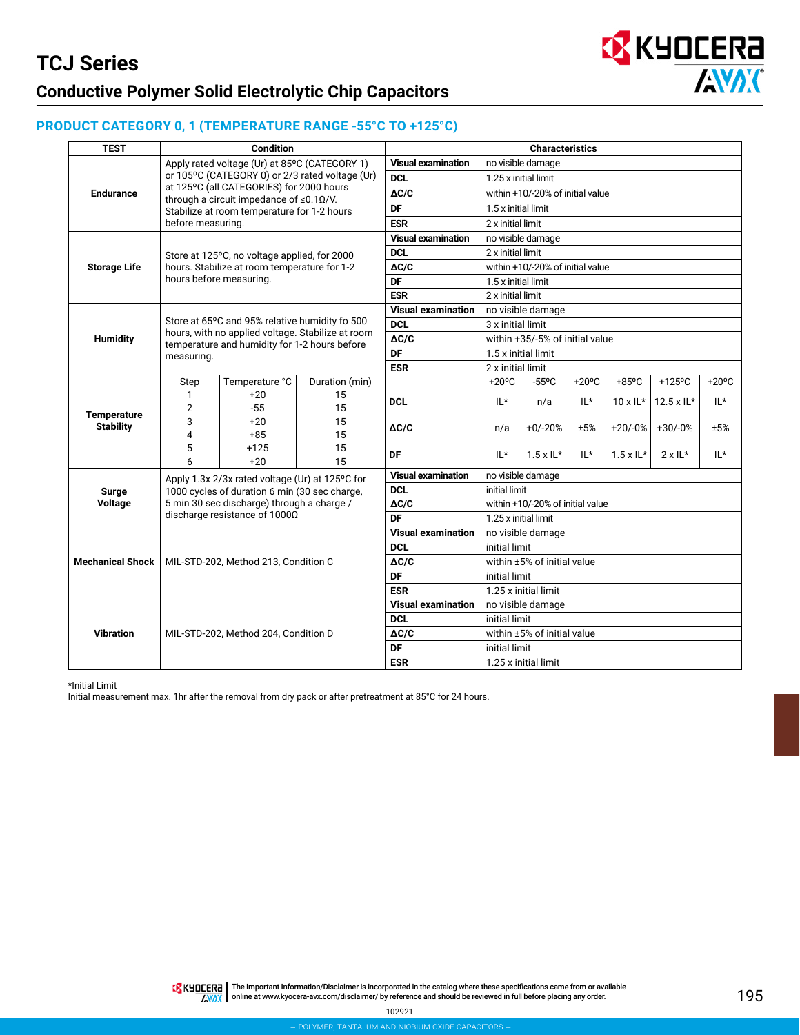# TCJ Series

## Conductive Polymer Solid Electrolytic Chip Capacitors

### PRODUCT CATEGORY 0, 1 (TEMPERATURE RANGE -55°C TO +125°C)

| TEST | Condition | | | Characteristics | | | | | | |
|---|---|---|---|---|---|---|---|---|---|---|
| Endurance | Apply rated voltage (Ur) at 85ºC (CATEGORY 1) or 105ºC (CATEGORY 0) or 2/3 rated voltage (Ur) at 125ºC (all CATEGORIES) for 2000 hours through a circuit impedance of ≤0.1Ω/V. Stabilize at room temperature for 1-2 hours before measuring. | | | **Visual examination** | no visible damage | | | | | |
| | | | | **DCL** | 1.25 x initial limit | | | | | |
| | | | | **ΔC/C** | within +10/-20% of initial value | | | | | |
| | | | | **DF** | 1.5 x initial limit | | | | | |
| | | | | **ESR** | 2 x initial limit | | | | | |
| Storage Life | Store at 125ºC, no voltage applied, for 2000 hours. Stabilize at room temperature for 1-2 hours before measuring. | | | **Visual examination** | no visible damage | | | | | |
| | | | | **DCL** | 2 x initial limit | | | | | |
| | | | | **ΔC/C** | within +10/-20% of initial value | | | | | |
| | | | | **DF** | 1.5 x initial limit | | | | | |
| | | | | **ESR** | 2 x initial limit | | | | | |
| Humidity | Store at 65ºC and 95% relative humidity fo 500 hours, with no applied voltage. Stabilize at room temperature and humidity for 1-2 hours before measuring. | | | **Visual examination** | no visible damage | | | | | |
| | | | | **DCL** | 3 x initial limit | | | | | |
| | | | | **ΔC/C** | within +35/-5% of initial value | | | | | |
| | | | | **DF** | 1.5 x initial limit | | | | | |
| | | | | **ESR** | 2 x initial limit | | | | | |
| Temperature Stability | Step | Temperature °C | Duration (min) | | +20ºC | -55ºC | +20ºC | +85ºC | +125ºC | +20ºC |
| | 1 | +20 | 15 | **DCL** | IL* | n/a | IL* | 10 x IL* | 12.5 x IL* | IL* |
| | 2 | -55 | 15 | | | | | | | |
| | 3 | +20 | 15 | **ΔC/C** | n/a | +0/-20% | ±5% | +20/-0% | +30/-0% | ±5% |
| | 4 | +85 | 15 | | | | | | | |
| | 5 | +125 | 15 | **DF** | IL* | 1.5 x IL* | IL* | 1.5 x IL* | 2 x IL* | IL* |
| | 6 | +20 | 15 | | | | | | | |
| Surge Voltage | Apply 1.3x 2/3x rated voltage (Ur) at 125ºC for 1000 cycles of duration 6 min (30 sec charge, 5 min 30 sec discharge) through a charge / discharge resistance of 1000Ω | | | **Visual examination** | no visible damage | | | | | |
| | | | | **DCL** | initial limit | | | | | |
| | | | | **ΔC/C** | within +10/-20% of initial value | | | | | |
| | | | | **DF** | 1.25 x initial limit | | | | | |
| Mechanical Shock | MIL-STD-202, Method 213, Condition C | | | **Visual examination** | no visible damage | | | | | |
| | | | | **DCL** | initial limit | | | | | |
| | | | | **ΔC/C** | within ±5% of initial value | | | | | |
| | | | | **DF** | initial limit | | | | | |
| | | | | **ESR** | 1.25 x initial limit | | | | | |
| Vibration | MIL-STD-202, Method 204, Condition D | | | **Visual examination** | no visible damage | | | | | |
| | | | | **DCL** | initial limit | | | | | |
| | | | | **ΔC/C** | within ±5% of initial value | | | | | |
| | | | | **DF** | initial limit | | | | | |
| | | | | **ESR** | 1.25 x initial limit | | | | | |

*Initial Limit
Initial measurement max. 1hr after the removal from dry pack or after pretreatment at 85°C for 24 hours.

The Important Information/Disclaimer is incorporated in the catalog where these specifications came from or available online at www.kyocera-avx.com/disclaimer/ by reference and should be reviewed in full before placing any order.

102921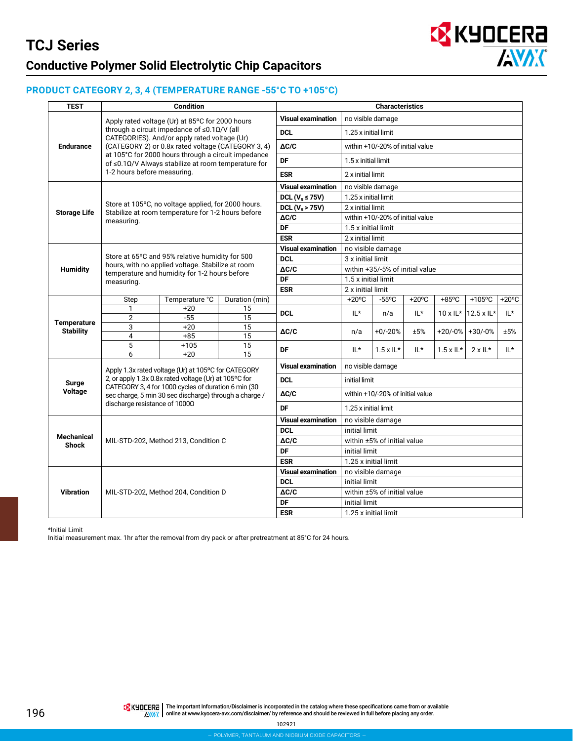# TCJ Series

## Conductive Polymer Solid Electrolytic Chip Capacitors

### PRODUCT CATEGORY 2, 3, 4 (TEMPERATURE RANGE -55°C TO +105°C)

| TEST | Condition | Characteristics | |
|---|---|---|---|
| Endurance | Apply rated voltage (Ur) at 85°C for 2000 hours through a circuit impedance of ≤0.1Ω/V (all CATEGORIES). And/or apply rated voltage (Ur) (CATEGORY 2) or 0.8x rated voltage (CATEGORY 3, 4) at 105°C for 2000 hours through a circuit impedance of ≤0.1Ω/V Always stabilize at room temperature for 1-2 hours before measuring. | Visual examination | no visible damage |
| | | DCL | 1.25 x initial limit |
| | | ΔC/C | within +10/-20% of initial value |
| | | DF | 1.5 x initial limit |
| | | ESR | 2 x initial limit |
| Storage Life | Store at 105°C, no voltage applied, for 2000 hours. Stabilize at room temperature for 1-2 hours before measuring. | Visual examination | no visible damage |
| | | DCL ($V_R$ ≤ 75V) | 1.25 x initial limit |
| | | DCL ($V_R$ > 75V) | 2 x initial limit |
| | | ΔC/C | within +10/-20% of initial value |
| | | DF | 1.5 x initial limit |
| | | ESR | 2 x initial limit |
| Humidity | Store at 65°C and 95% relative humidity for 500 hours, with no applied voltage. Stabilize at room temperature and humidity for 1-2 hours before measuring. | Visual examination | no visible damage |
| | | DCL | 3 x initial limit |
| | | ΔC/C | within +35/-5% of initial value |
| | | DF | 1.5 x initial limit |
| | | ESR | 2 x initial limit |

**Temperature Stability**

| Step | Temperature °C | Duration (min) |
|---|---|---|
| 1 | +20 | 15 |
| 2 | -55 | 15 |
| 3 | +20 | 15 |
| 4 | +85 | 15 |
| 5 | +105 | 15 |
| 6 | +20 | 15 |

| | +20ºC | -55ºC | +20ºC | +85ºC | +105ºC | +20ºC |
|---|---|---|---|---|---|---|
| DCL | IL* | n/a | IL* | 10 x IL* | 12.5 x IL* | IL* |
| ΔC/C | n/a | +0/-20% | ±5% | +20/-0% | +30/-0% | ±5% |
| DF | IL* | 1.5 x IL* | IL* | 1.5 x IL* | 2 x IL* | IL* |

| TEST | Condition | Characteristics | |
|---|---|---|---|
| Surge Voltage | Apply 1.3x rated voltage (Ur) at 105°C for CATEGORY 2, or apply 1.3x 0.8x rated voltage (Ur) at 105°C for CATEGORY 3, 4 for 1000 cycles of duration 6 min (30 sec charge, 5 min 30 sec discharge) through a charge / discharge resistance of 1000Ω | Visual examination | no visible damage |
| | | DCL | initial limit |
| | | ΔC/C | within +10/-20% of initial value |
| | | DF | 1.25 x initial limit |
| Mechanical Shock | MIL-STD-202, Method 213, Condition C | Visual examination | no visible damage |
| | | DCL | initial limit |
| | | ΔC/C | within ±5% of initial value |
| | | DF | initial limit |
| | | ESR | 1.25 x initial limit |
| Vibration | MIL-STD-202, Method 204, Condition D | Visual examination | no visible damage |
| | | DCL | initial limit |
| | | ΔC/C | within ±5% of initial value |
| | | DF | initial limit |
| | | ESR | 1.25 x initial limit |

*Initial Limit
Initial measurement max. 1hr after the removal from dry pack or after pretreatment at 85°C for 24 hours.

The Important Information/Disclaimer is incorporated in the catalog where these specifications came from or available online at www.kyocera-avx.com/disclaimer/ by reference and should be reviewed in full before placing any order.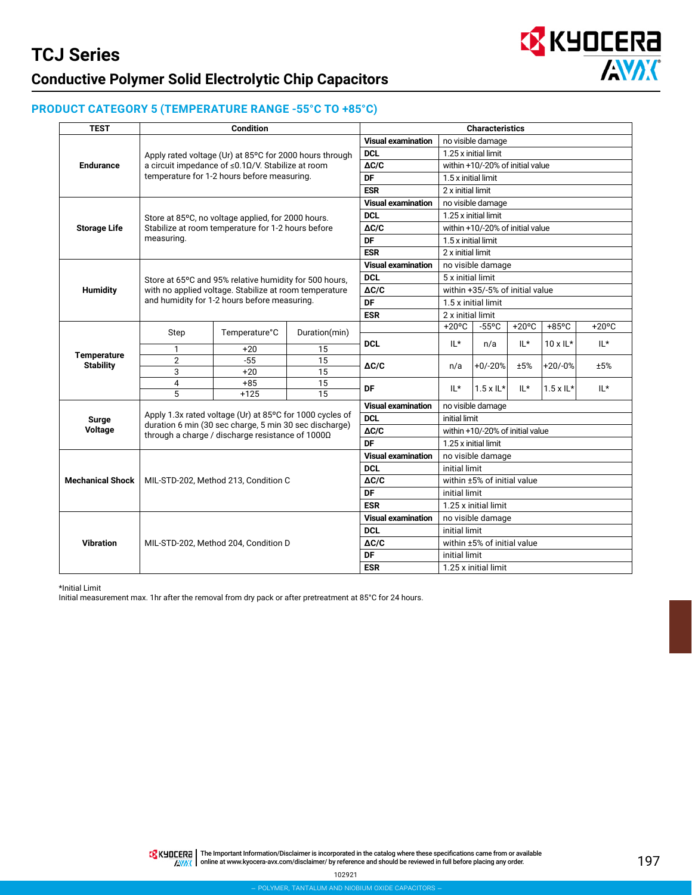# TCJ Series

## Conductive Polymer Solid Electrolytic Chip Capacitors

### PRODUCT CATEGORY 5 (TEMPERATURE RANGE -55°C TO +85°C)

| TEST | Condition | Characteristics | |
|---|---|---|---|
| Endurance | Apply rated voltage (Ur) at 85°C for 2000 hours through a circuit impedance of ≤0.1Ω/V. Stabilize at room temperature for 1-2 hours before measuring. | Visual examination | no visible damage |
| | | DCL | 1.25 x initial limit |
| | | ΔC/C | within +10/-20% of initial value |
| | | DF | 1.5 x initial limit |
| | | ESR | 2 x initial limit |
| Storage Life | Store at 85°C, no voltage applied, for 2000 hours. Stabilize at room temperature for 1-2 hours before measuring. | Visual examination | no visible damage |
| | | DCL | 1.25 x initial limit |
| | | ΔC/C | within +10/-20% of initial value |
| | | DF | 1.5 x initial limit |
| | | ESR | 2 x initial limit |
| Humidity | Store at 65°C and 95% relative humidity for 500 hours, with no applied voltage. Stabilize at room temperature and humidity for 1-2 hours before measuring. | Visual examination | no visible damage |
| | | DCL | 5 x initial limit |
| | | ΔC/C | within +35/-5% of initial value |
| | | DF | 1.5 x initial limit |
| | | ESR | 2 x initial limit |
| Surge Voltage | Apply 1.3x rated voltage (Ur) at 85°C for 1000 cycles of duration 6 min (30 sec charge, 5 min 30 sec discharge) through a charge / discharge resistance of 1000Ω | Visual examination | no visible damage |
| | | DCL | initial limit |
| | | ΔC/C | within +10/-20% of initial value |
| | | DF | 1.25 x initial limit |
| Mechanical Shock | MIL-STD-202, Method 213, Condition C | Visual examination | no visible damage |
| | | DCL | initial limit |
| | | ΔC/C | within ±5% of initial value |
| | | DF | initial limit |
| | | ESR | 1.25 x initial limit |
| Vibration | MIL-STD-202, Method 204, Condition D | Visual examination | no visible damage |
| | | DCL | initial limit |
| | | ΔC/C | within ±5% of initial value |
| | | DF | initial limit |
| | | ESR | 1.25 x initial limit |

**Temperature Stability**

| Step | Temperature°C | Duration(min) |
|---|---|---|
| 1 | +20 | 15 |
| 2 | -55 | 15 |
| 3 | +20 | 15 |
| 4 | +85 | 15 |
| 5 | +125 | 15 |

| | +20°C | -55°C | +20°C | +85°C | +20°C |
|---|---|---|---|---|---|
| DCL | IL* | n/a | IL* | 10 x IL* | IL* |
| ΔC/C | n/a | +0/-20% | ±5% | +20/-0% | ±5% |
| DF | IL* | 1.5 x IL* | IL* | 1.5 x IL* | IL* |

*Initial Limit
Initial measurement max. 1hr after the removal from dry pack or after pretreatment at 85°C for 24 hours.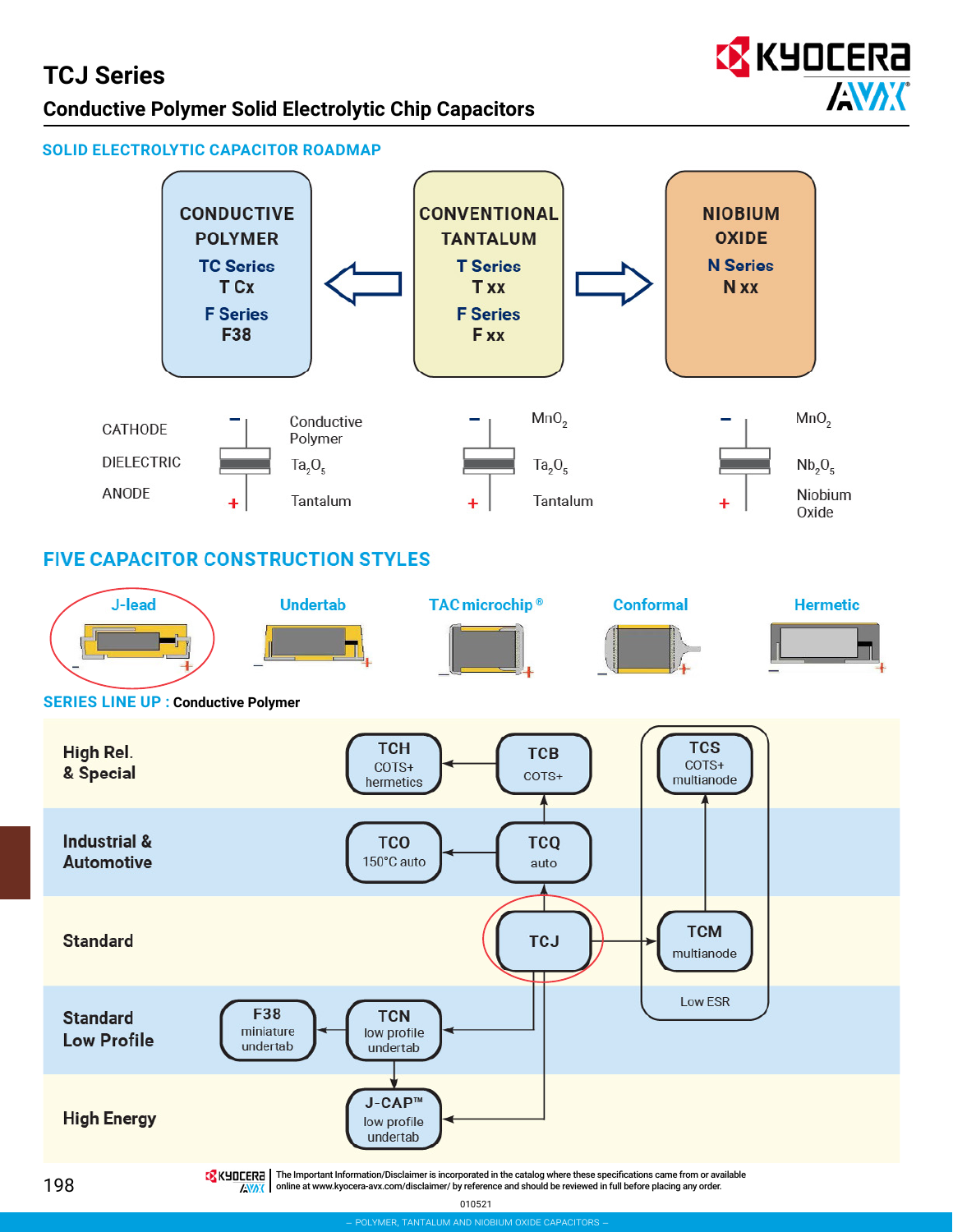# TCJ Series

## Conductive Polymer Solid Electrolytic Chip Capacitors

### SOLID ELECTROLYTIC CAPACITOR ROADMAP

**CONDUCTIVE POLYMER**
TC Series
T Cx
F Series
F38

**CONVENTIONAL TANTALUM**
T Series
T xx
F Series
F xx

**NIOBIUM OXIDE**
N Series
N xx

CATHODE
DIELECTRIC
ANODE

Conductive Polymer
$Ta_2O_5$
Tantalum

$MnO_2$
$Ta_2O_5$
Tantalum

$MnO_2$
$Nb_2O_5$
Niobium Oxide

### FIVE CAPACITOR CONSTRUCTION STYLES

J-lead
Undertab
TAC microchip ®
Conformal
Hermetic

### SERIES LINE UP : Conductive Polymer

High Rel. & Special
TCH COTS+ hermetics
TCB COTS+
TCS COTS+ multianode

Industrial & Automotive
TCO 150°C auto
TCQ auto

Standard
TCJ
TCM multianode

Low ESR

Standard Low Profile
F38 miniature undertab
TCN low profile undertab

High Energy
J-CAP™ low profile undertab

The Important Information/Disclaimer is incorporated in the catalog where these specifications came from or available online at www.kyocera-avx.com/disclaimer/ by reference and should be reviewed in full before placing any order.

010521